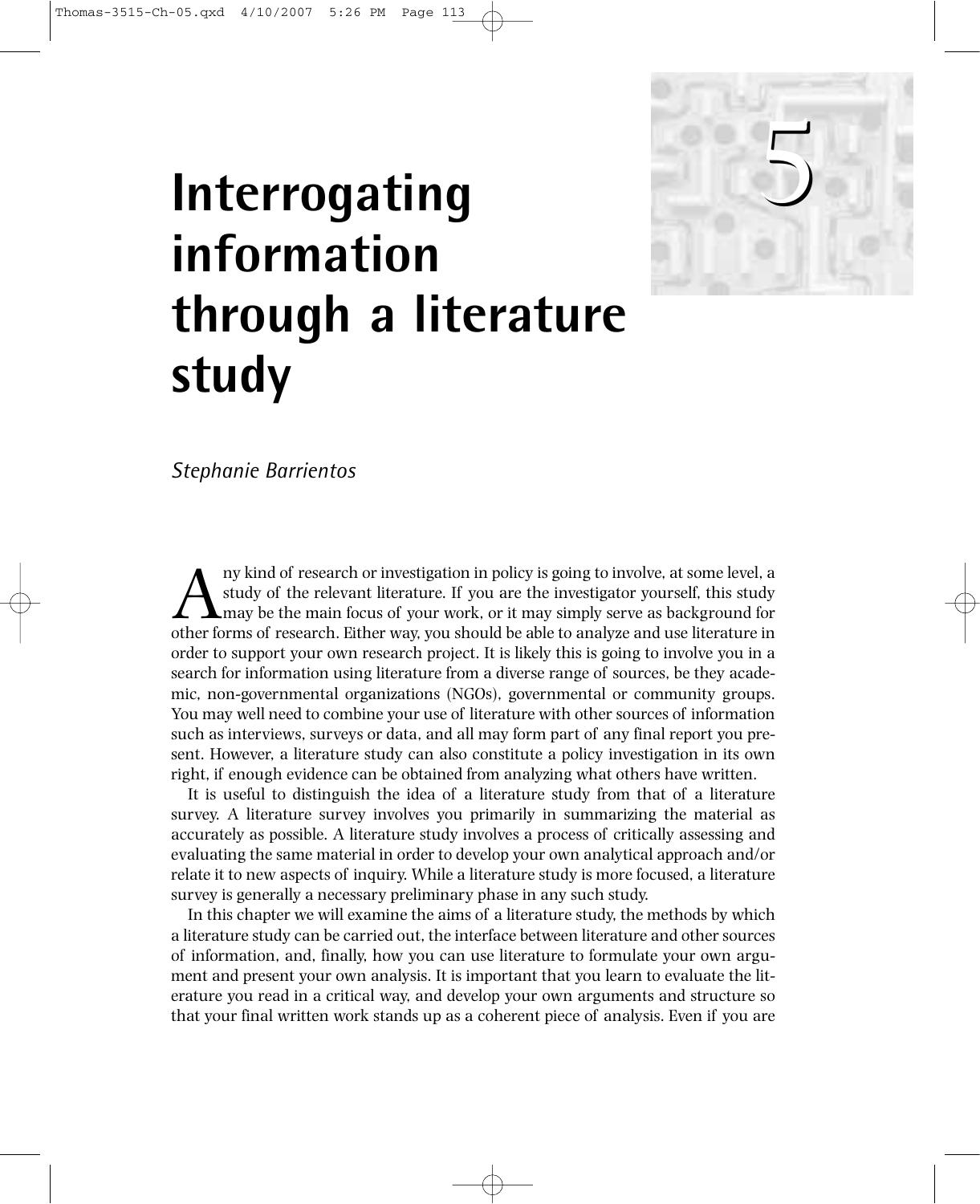# 5

# Interrogating information through a literature study

*Stephanie Barrientos*

Any kind of research or investigation in policy is going to involve, at some level, a study of the relevant literature. If you are the investigator yourself, this study may be the main focus of your work, or it may simply serve as background for other forms of research. Either way, you should be able to analyze and use literature in order to support your own research project. It is likely this is going to involve you in a search for information using literature from a diverse range of sources, be they academic, non-governmental organizations (NGOs), governmental or community groups. You may well need to combine your use of literature with other sources of information such as interviews, surveys or data, and all may form part of any final report you present. However, a literature study can also constitute a policy investigation in its own right, if enough evidence can be obtained from analyzing what others have written.

It is useful to distinguish the idea of a literature study from that of a literature survey. A literature survey involves you primarily in summarizing the material as accurately as possible. A literature study involves a process of critically assessing and evaluating the same material in order to develop your own analytical approach and/or relate it to new aspects of inquiry. While a literature study is more focused, a literature survey is generally a necessary preliminary phase in any such study.

In this chapter we will examine the aims of a literature study, the methods by which a literature study can be carried out, the interface between literature and other sources of information, and, finally, how you can use literature to formulate your own argument and present your own analysis. It is important that you learn to evaluate the literature you read in a critical way, and develop your own arguments and structure so that your final written work stands up as a coherent piece of analysis. Even if you are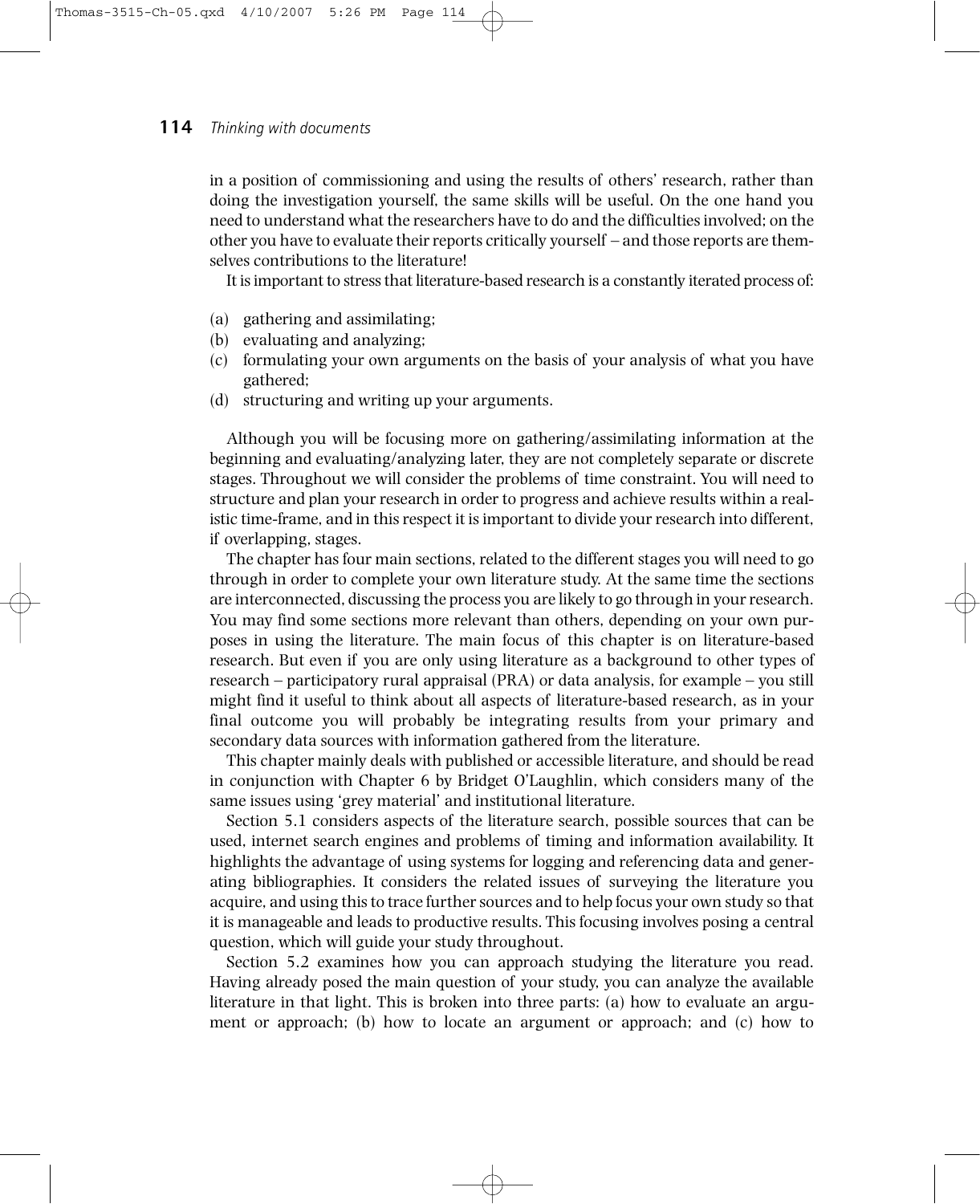in a position of commissioning and using the results of others' research, rather than doing the investigation yourself, the same skills will be useful. On the one hand you need to understand what the researchers have to do and the difficulties involved; on the other you have to evaluate their reports critically yourself – and those reports are themselves contributions to the literature!

It is important to stress that literature-based research is a constantly iterated process of:

(a) gathering and assimilating;
(b) evaluating and analyzing;
(c) formulating your own arguments on the basis of your analysis of what you have gathered;
(d) structuring and writing up your arguments.

Although you will be focusing more on gathering/assimilating information at the beginning and evaluating/analyzing later, they are not completely separate or discrete stages. Throughout we will consider the problems of time constraint. You will need to structure and plan your research in order to progress and achieve results within a realistic time-frame, and in this respect it is important to divide your research into different, if overlapping, stages.

The chapter has four main sections, related to the different stages you will need to go through in order to complete your own literature study. At the same time the sections are interconnected, discussing the process you are likely to go through in your research. You may find some sections more relevant than others, depending on your own purposes in using the literature. The main focus of this chapter is on literature-based research. But even if you are only using literature as a background to other types of research – participatory rural appraisal (PRA) or data analysis, for example – you still might find it useful to think about all aspects of literature-based research, as in your final outcome you will probably be integrating results from your primary and secondary data sources with information gathered from the literature.

This chapter mainly deals with published or accessible literature, and should be read in conjunction with Chapter 6 by Bridget O'Laughlin, which considers many of the same issues using 'grey material' and institutional literature.

Section 5.1 considers aspects of the literature search, possible sources that can be used, internet search engines and problems of timing and information availability. It highlights the advantage of using systems for logging and referencing data and generating bibliographies. It considers the related issues of surveying the literature you acquire, and using this to trace further sources and to help focus your own study so that it is manageable and leads to productive results. This focusing involves posing a central question, which will guide your study throughout.

Section 5.2 examines how you can approach studying the literature you read. Having already posed the main question of your study, you can analyze the available literature in that light. This is broken into three parts: (a) how to evaluate an argument or approach; (b) how to locate an argument or approach; and (c) how to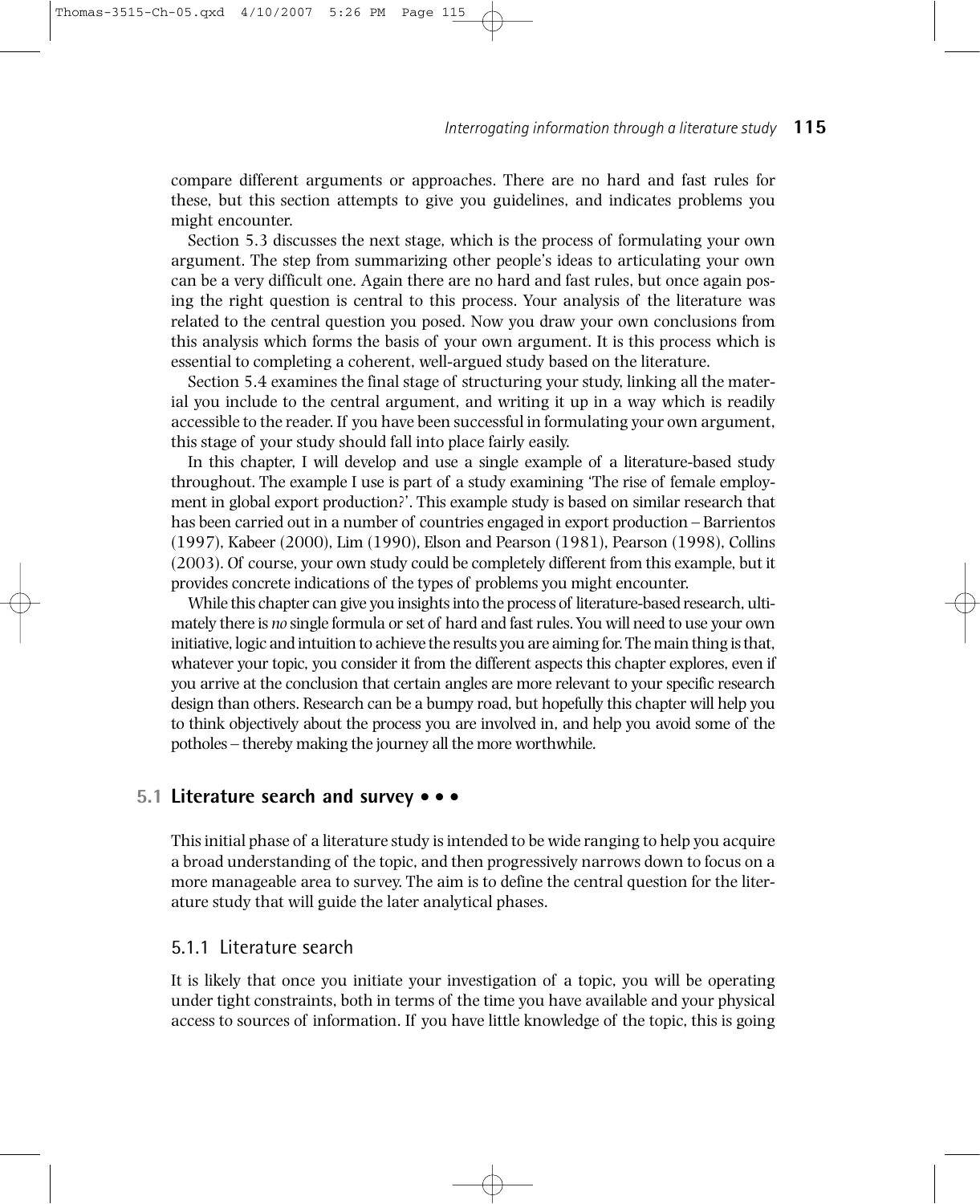compare different arguments or approaches. There are no hard and fast rules for these, but this section attempts to give you guidelines, and indicates problems you might encounter.

Section 5.3 discusses the next stage, which is the process of formulating your own argument. The step from summarizing other people's ideas to articulating your own can be a very difficult one. Again there are no hard and fast rules, but once again posing the right question is central to this process. Your analysis of the literature was related to the central question you posed. Now you draw your own conclusions from this analysis which forms the basis of your own argument. It is this process which is essential to completing a coherent, well-argued study based on the literature.

Section 5.4 examines the final stage of structuring your study, linking all the material you include to the central argument, and writing it up in a way which is readily accessible to the reader. If you have been successful in formulating your own argument, this stage of your study should fall into place fairly easily.

In this chapter, I will develop and use a single example of a literature-based study throughout. The example I use is part of a study examining 'The rise of female employment in global export production?'. This example study is based on similar research that has been carried out in a number of countries engaged in export production – Barrientos (1997), Kabeer (2000), Lim (1990), Elson and Pearson (1981), Pearson (1998), Collins (2003). Of course, your own study could be completely different from this example, but it provides concrete indications of the types of problems you might encounter.

While this chapter can give you insights into the process of literature-based research, ultimately there is *no* single formula or set of hard and fast rules. You will need to use your own initiative, logic and intuition to achieve the results you are aiming for. The main thing is that, whatever your topic, you consider it from the different aspects this chapter explores, even if you arrive at the conclusion that certain angles are more relevant to your specific research design than others. Research can be a bumpy road, but hopefully this chapter will help you to think objectively about the process you are involved in, and help you avoid some of the potholes – thereby making the journey all the more worthwhile.

## 5.1 Literature search and survey • • •

This initial phase of a literature study is intended to be wide ranging to help you acquire a broad understanding of the topic, and then progressively narrows down to focus on a more manageable area to survey. The aim is to define the central question for the literature study that will guide the later analytical phases.

### 5.1.1 Literature search

It is likely that once you initiate your investigation of a topic, you will be operating under tight constraints, both in terms of the time you have available and your physical access to sources of information. If you have little knowledge of the topic, this is going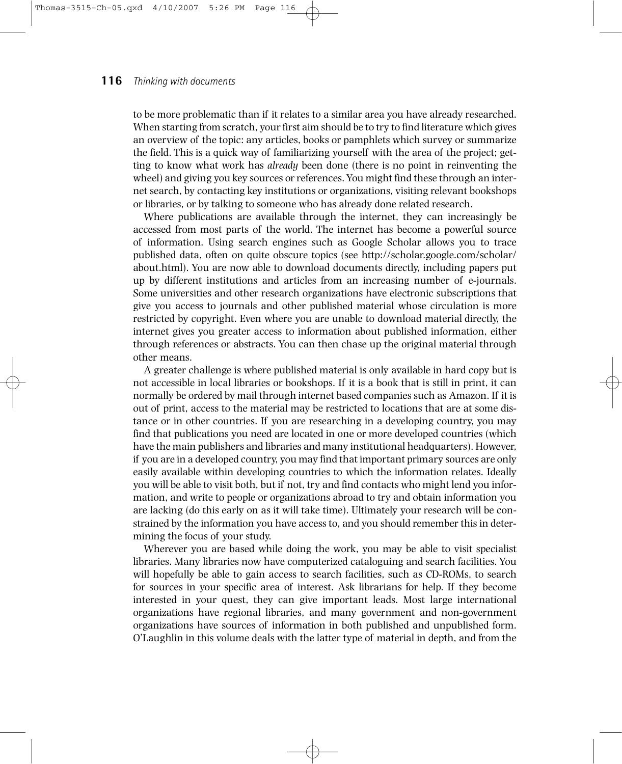to be more problematic than if it relates to a similar area you have already researched. When starting from scratch, your first aim should be to try to find literature which gives an overview of the topic: any articles, books or pamphlets which survey or summarize the field. This is a quick way of familiarizing yourself with the area of the project; getting to know what work has *already* been done (there is no point in reinventing the wheel) and giving you key sources or references. You might find these through an internet search, by contacting key institutions or organizations, visiting relevant bookshops or libraries, or by talking to someone who has already done related research.

Where publications are available through the internet, they can increasingly be accessed from most parts of the world. The internet has become a powerful source of information. Using search engines such as Google Scholar allows you to trace published data, often on quite obscure topics (see http://scholar.google.com/scholar/about.html). You are now able to download documents directly, including papers put up by different institutions and articles from an increasing number of e-journals. Some universities and other research organizations have electronic subscriptions that give you access to journals and other published material whose circulation is more restricted by copyright. Even where you are unable to download material directly, the internet gives you greater access to information about published information, either through references or abstracts. You can then chase up the original material through other means.

A greater challenge is where published material is only available in hard copy but is not accessible in local libraries or bookshops. If it is a book that is still in print, it can normally be ordered by mail through internet based companies such as Amazon. If it is out of print, access to the material may be restricted to locations that are at some distance or in other countries. If you are researching in a developing country, you may find that publications you need are located in one or more developed countries (which have the main publishers and libraries and many institutional headquarters). However, if you are in a developed country, you may find that important primary sources are only easily available within developing countries to which the information relates. Ideally you will be able to visit both, but if not, try and find contacts who might lend you information, and write to people or organizations abroad to try and obtain information you are lacking (do this early on as it will take time). Ultimately your research will be constrained by the information you have access to, and you should remember this in determining the focus of your study.

Wherever you are based while doing the work, you may be able to visit specialist libraries. Many libraries now have computerized cataloguing and search facilities. You will hopefully be able to gain access to search facilities, such as CD-ROMs, to search for sources in your specific area of interest. Ask librarians for help. If they become interested in your quest, they can give important leads. Most large international organizations have regional libraries, and many government and non-government organizations have sources of information in both published and unpublished form. O'Laughlin in this volume deals with the latter type of material in depth, and from the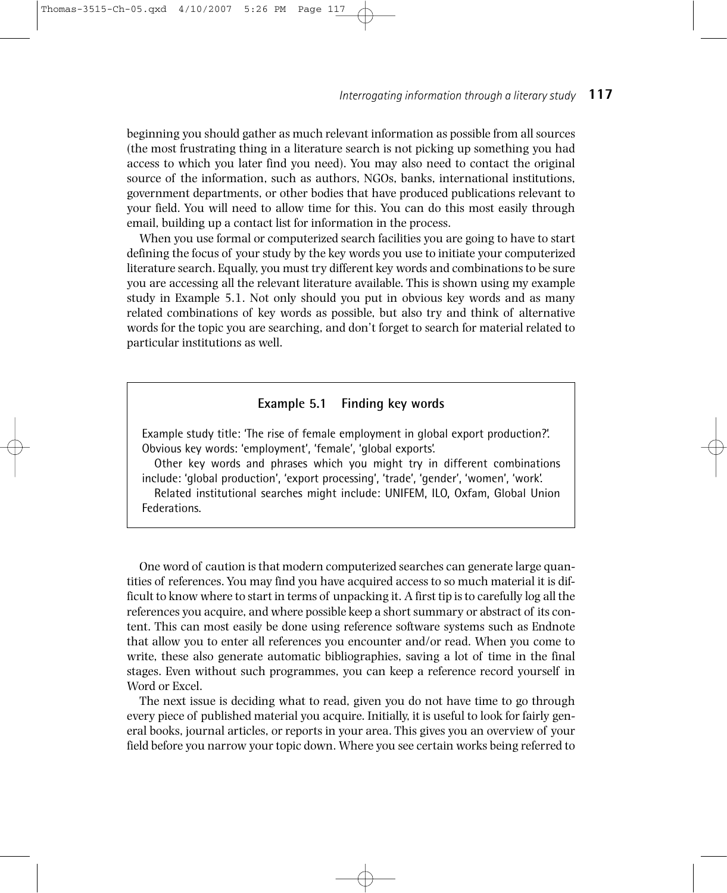beginning you should gather as much relevant information as possible from all sources (the most frustrating thing in a literature search is not picking up something you had access to which you later find you need). You may also need to contact the original source of the information, such as authors, NGOs, banks, international institutions, government departments, or other bodies that have produced publications relevant to your field. You will need to allow time for this. You can do this most easily through email, building up a contact list for information in the process.

When you use formal or computerized search facilities you are going to have to start defining the focus of your study by the key words you use to initiate your computerized literature search. Equally, you must try different key words and combinations to be sure you are accessing all the relevant literature available. This is shown using my example study in Example 5.1. Not only should you put in obvious key words and as many related combinations of key words as possible, but also try and think of alternative words for the topic you are searching, and don't forget to search for material related to particular institutions as well.

> **Example 5.1 Finding key words**
>
> Example study title: 'The rise of female employment in global export production?'. Obvious key words: 'employment', 'female', 'global exports'.
>
> Other key words and phrases which you might try in different combinations include: 'global production', 'export processing', 'trade', 'gender', 'women', 'work'.
>
> Related institutional searches might include: UNIFEM, ILO, Oxfam, Global Union Federations.

One word of caution is that modern computerized searches can generate large quantities of references. You may find you have acquired access to so much material it is difficult to know where to start in terms of unpacking it. A first tip is to carefully log all the references you acquire, and where possible keep a short summary or abstract of its content. This can most easily be done using reference software systems such as Endnote that allow you to enter all references you encounter and/or read. When you come to write, these also generate automatic bibliographies, saving a lot of time in the final stages. Even without such programmes, you can keep a reference record yourself in Word or Excel.

The next issue is deciding what to read, given you do not have time to go through every piece of published material you acquire. Initially, it is useful to look for fairly general books, journal articles, or reports in your area. This gives you an overview of your field before you narrow your topic down. Where you see certain works being referred to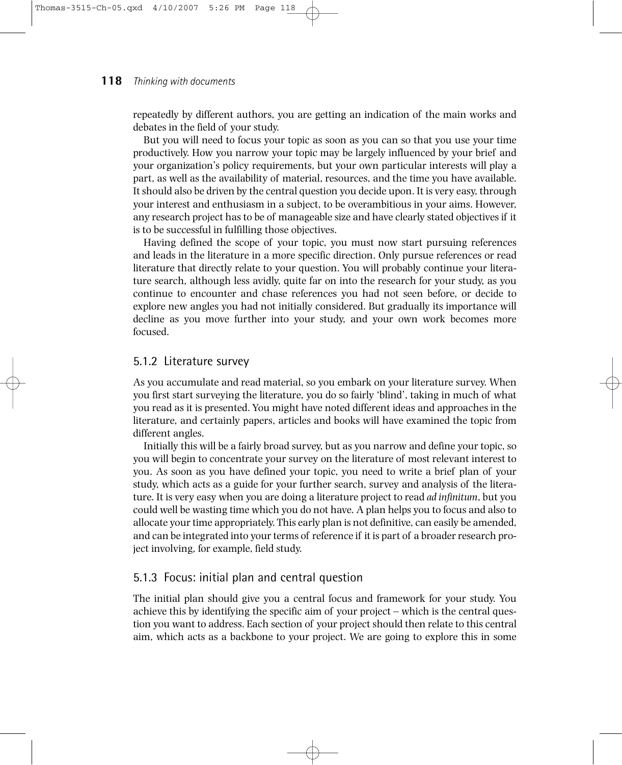repeatedly by different authors, you are getting an indication of the main works and debates in the field of your study.

But you will need to focus your topic as soon as you can so that you use your time productively. How you narrow your topic may be largely influenced by your brief and your organization's policy requirements, but your own particular interests will play a part, as well as the availability of material, resources, and the time you have available. It should also be driven by the central question you decide upon. It is very easy, through your interest and enthusiasm in a subject, to be overambitious in your aims. However, any research project has to be of manageable size and have clearly stated objectives if it is to be successful in fulfilling those objectives.

Having defined the scope of your topic, you must now start pursuing references and leads in the literature in a more specific direction. Only pursue references or read literature that directly relate to your question. You will probably continue your literature search, although less avidly, quite far on into the research for your study, as you continue to encounter and chase references you had not seen before, or decide to explore new angles you had not initially considered. But gradually its importance will decline as you move further into your study, and your own work becomes more focused.

### 5.1.2 Literature survey

As you accumulate and read material, so you embark on your literature survey. When you first start surveying the literature, you do so fairly 'blind', taking in much of what you read as it is presented. You might have noted different ideas and approaches in the literature, and certainly papers, articles and books will have examined the topic from different angles.

Initially this will be a fairly broad survey, but as you narrow and define your topic, so you will begin to concentrate your survey on the literature of most relevant interest to you. As soon as you have defined your topic, you need to write a brief plan of your study, which acts as a guide for your further search, survey and analysis of the literature. It is very easy when you are doing a literature project to read *ad infinitum*, but you could well be wasting time which you do not have. A plan helps you to focus and also to allocate your time appropriately. This early plan is not definitive, can easily be amended, and can be integrated into your terms of reference if it is part of a broader research project involving, for example, field study.

### 5.1.3 Focus: initial plan and central question

The initial plan should give you a central focus and framework for your study. You achieve this by identifying the specific aim of your project – which is the central question you want to address. Each section of your project should then relate to this central aim, which acts as a backbone to your project. We are going to explore this in some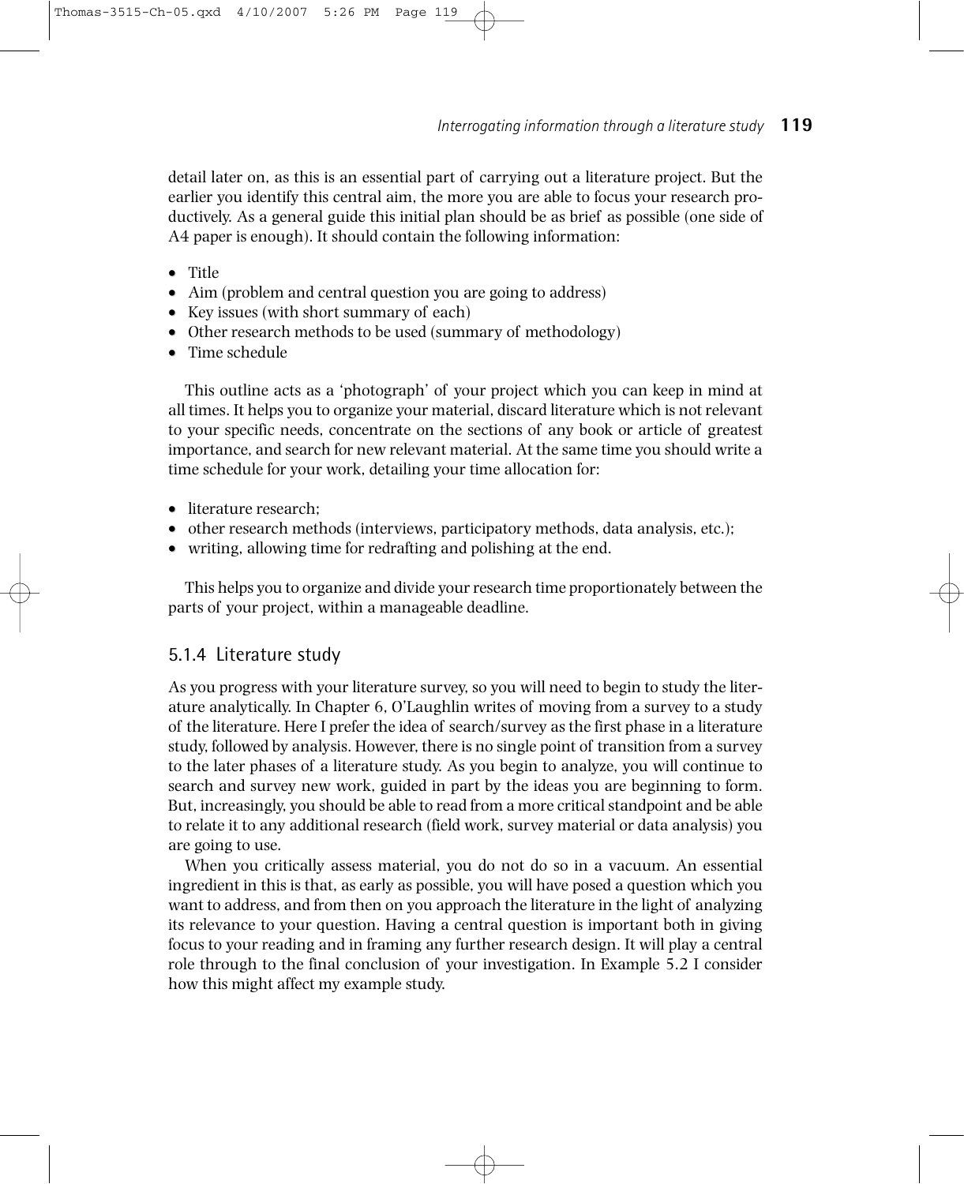detail later on, as this is an essential part of carrying out a literature project. But the earlier you identify this central aim, the more you are able to focus your research productively. As a general guide this initial plan should be as brief as possible (one side of A4 paper is enough). It should contain the following information:

- Title
- Aim (problem and central question you are going to address)
- Key issues (with short summary of each)
- Other research methods to be used (summary of methodology)
- Time schedule

This outline acts as a 'photograph' of your project which you can keep in mind at all times. It helps you to organize your material, discard literature which is not relevant to your specific needs, concentrate on the sections of any book or article of greatest importance, and search for new relevant material. At the same time you should write a time schedule for your work, detailing your time allocation for:

- literature research;
- other research methods (interviews, participatory methods, data analysis, etc.);
- writing, allowing time for redrafting and polishing at the end.

This helps you to organize and divide your research time proportionately between the parts of your project, within a manageable deadline.

### 5.1.4 Literature study

As you progress with your literature survey, so you will need to begin to study the literature analytically. In Chapter 6, O'Laughlin writes of moving from a survey to a study of the literature. Here I prefer the idea of search/survey as the first phase in a literature study, followed by analysis. However, there is no single point of transition from a survey to the later phases of a literature study. As you begin to analyze, you will continue to search and survey new work, guided in part by the ideas you are beginning to form. But, increasingly, you should be able to read from a more critical standpoint and be able to relate it to any additional research (field work, survey material or data analysis) you are going to use.

When you critically assess material, you do not do so in a vacuum. An essential ingredient in this is that, as early as possible, you will have posed a question which you want to address, and from then on you approach the literature in the light of analyzing its relevance to your question. Having a central question is important both in giving focus to your reading and in framing any further research design. It will play a central role through to the final conclusion of your investigation. In Example 5.2 I consider how this might affect my example study.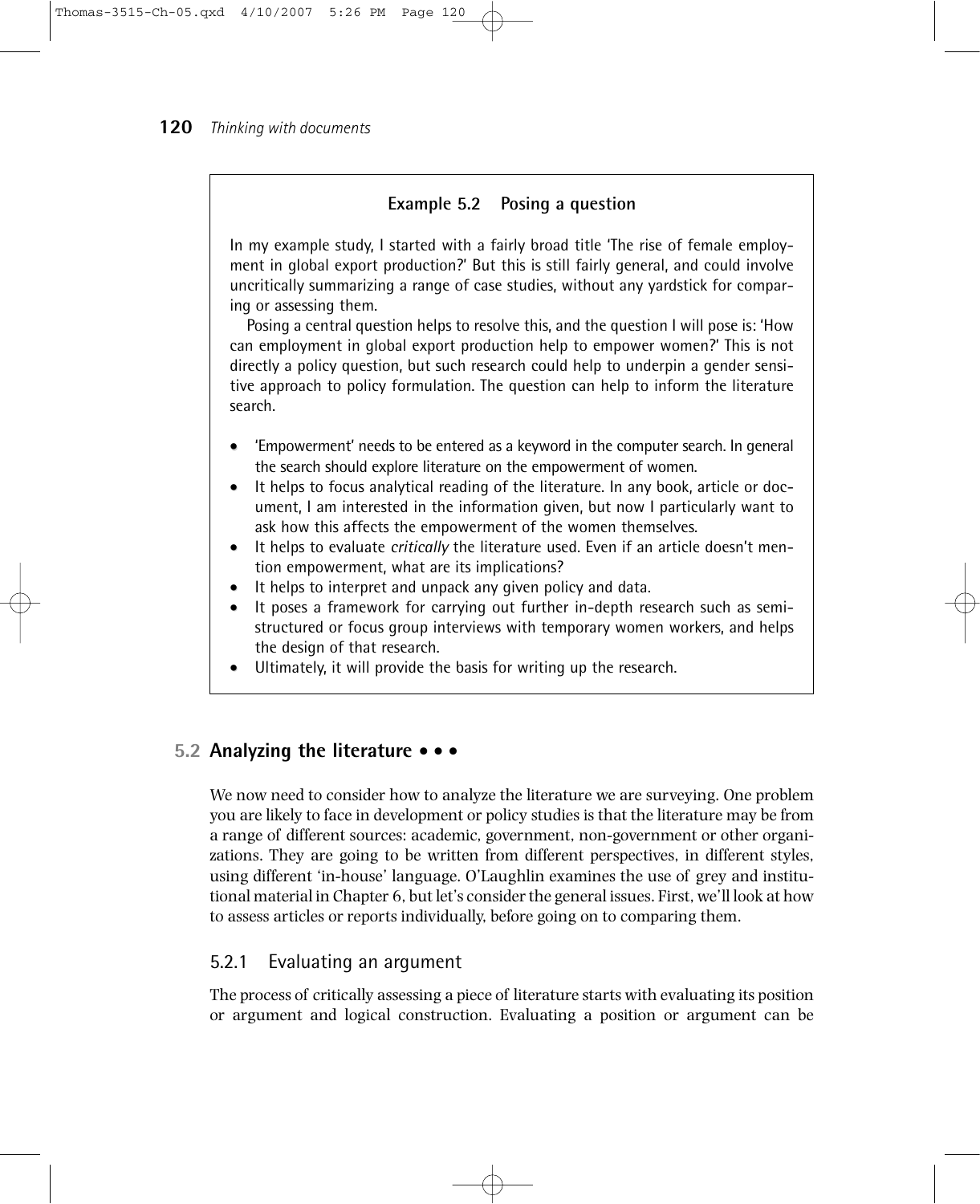**Example 5.2 Posing a question**

In my example study, I started with a fairly broad title 'The rise of female employment in global export production?' But this is still fairly general, and could involve uncritically summarizing a range of case studies, without any yardstick for comparing or assessing them.

Posing a central question helps to resolve this, and the question I will pose is: 'How can employment in global export production help to empower women?' This is not directly a policy question, but such research could help to underpin a gender sensitive approach to policy formulation. The question can help to inform the literature search.

- 'Empowerment' needs to be entered as a keyword in the computer search. In general the search should explore literature on the empowerment of women.
- It helps to focus analytical reading of the literature. In any book, article or document, I am interested in the information given, but now I particularly want to ask how this affects the empowerment of the women themselves.
- It helps to evaluate *critically* the literature used. Even if an article doesn't mention empowerment, what are its implications?
- It helps to interpret and unpack any given policy and data.
- It poses a framework for carrying out further in-depth research such as semi-structured or focus group interviews with temporary women workers, and helps the design of that research.
- Ultimately, it will provide the basis for writing up the research.

## 5.2 Analyzing the literature • • •

We now need to consider how to analyze the literature we are surveying. One problem you are likely to face in development or policy studies is that the literature may be from a range of different sources: academic, government, non-government or other organizations. They are going to be written from different perspectives, in different styles, using different 'in-house' language. O'Laughlin examines the use of grey and institutional material in Chapter 6, but let's consider the general issues. First, we'll look at how to assess articles or reports individually, before going on to comparing them.

### 5.2.1 Evaluating an argument

The process of critically assessing a piece of literature starts with evaluating its position or argument and logical construction. Evaluating a position or argument can be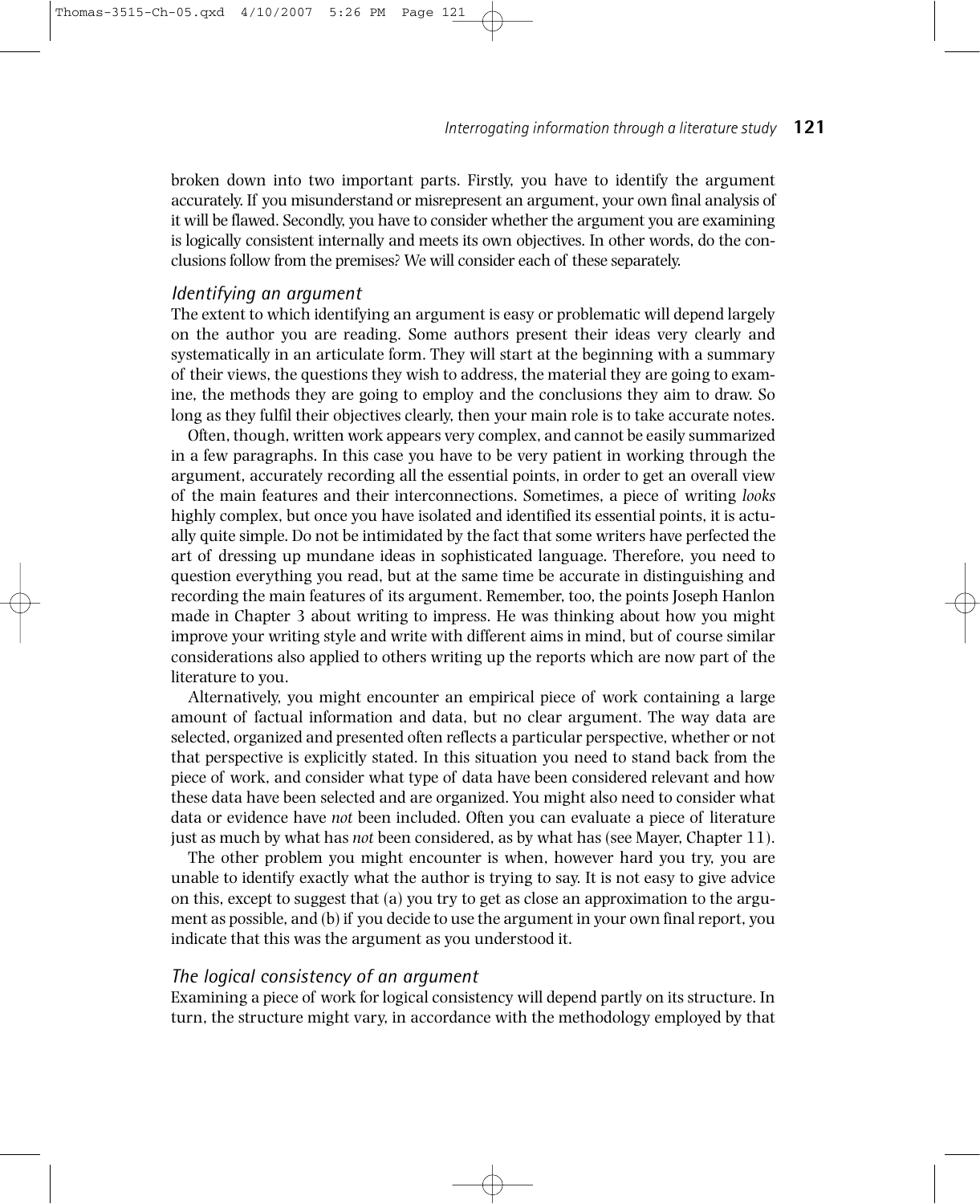broken down into two important parts. Firstly, you have to identify the argument accurately. If you misunderstand or misrepresent an argument, your own final analysis of it will be flawed. Secondly, you have to consider whether the argument you are examining is logically consistent internally and meets its own objectives. In other words, do the conclusions follow from the premises? We will consider each of these separately.

### *Identifying an argument*

The extent to which identifying an argument is easy or problematic will depend largely on the author you are reading. Some authors present their ideas very clearly and systematically in an articulate form. They will start at the beginning with a summary of their views, the questions they wish to address, the material they are going to examine, the methods they are going to employ and the conclusions they aim to draw. So long as they fulfil their objectives clearly, then your main role is to take accurate notes.

Often, though, written work appears very complex, and cannot be easily summarized in a few paragraphs. In this case you have to be very patient in working through the argument, accurately recording all the essential points, in order to get an overall view of the main features and their interconnections. Sometimes, a piece of writing *looks* highly complex, but once you have isolated and identified its essential points, it is actually quite simple. Do not be intimidated by the fact that some writers have perfected the art of dressing up mundane ideas in sophisticated language. Therefore, you need to question everything you read, but at the same time be accurate in distinguishing and recording the main features of its argument. Remember, too, the points Joseph Hanlon made in Chapter 3 about writing to impress. He was thinking about how you might improve your writing style and write with different aims in mind, but of course similar considerations also applied to others writing up the reports which are now part of the literature to you.

Alternatively, you might encounter an empirical piece of work containing a large amount of factual information and data, but no clear argument. The way data are selected, organized and presented often reflects a particular perspective, whether or not that perspective is explicitly stated. In this situation you need to stand back from the piece of work, and consider what type of data have been considered relevant and how these data have been selected and are organized. You might also need to consider what data or evidence have *not* been included. Often you can evaluate a piece of literature just as much by what has *not* been considered, as by what has (see Mayer, Chapter 11).

The other problem you might encounter is when, however hard you try, you are unable to identify exactly what the author is trying to say. It is not easy to give advice on this, except to suggest that (a) you try to get as close an approximation to the argument as possible, and (b) if you decide to use the argument in your own final report, you indicate that this was the argument as you understood it.

### *The logical consistency of an argument*

Examining a piece of work for logical consistency will depend partly on its structure. In turn, the structure might vary, in accordance with the methodology employed by that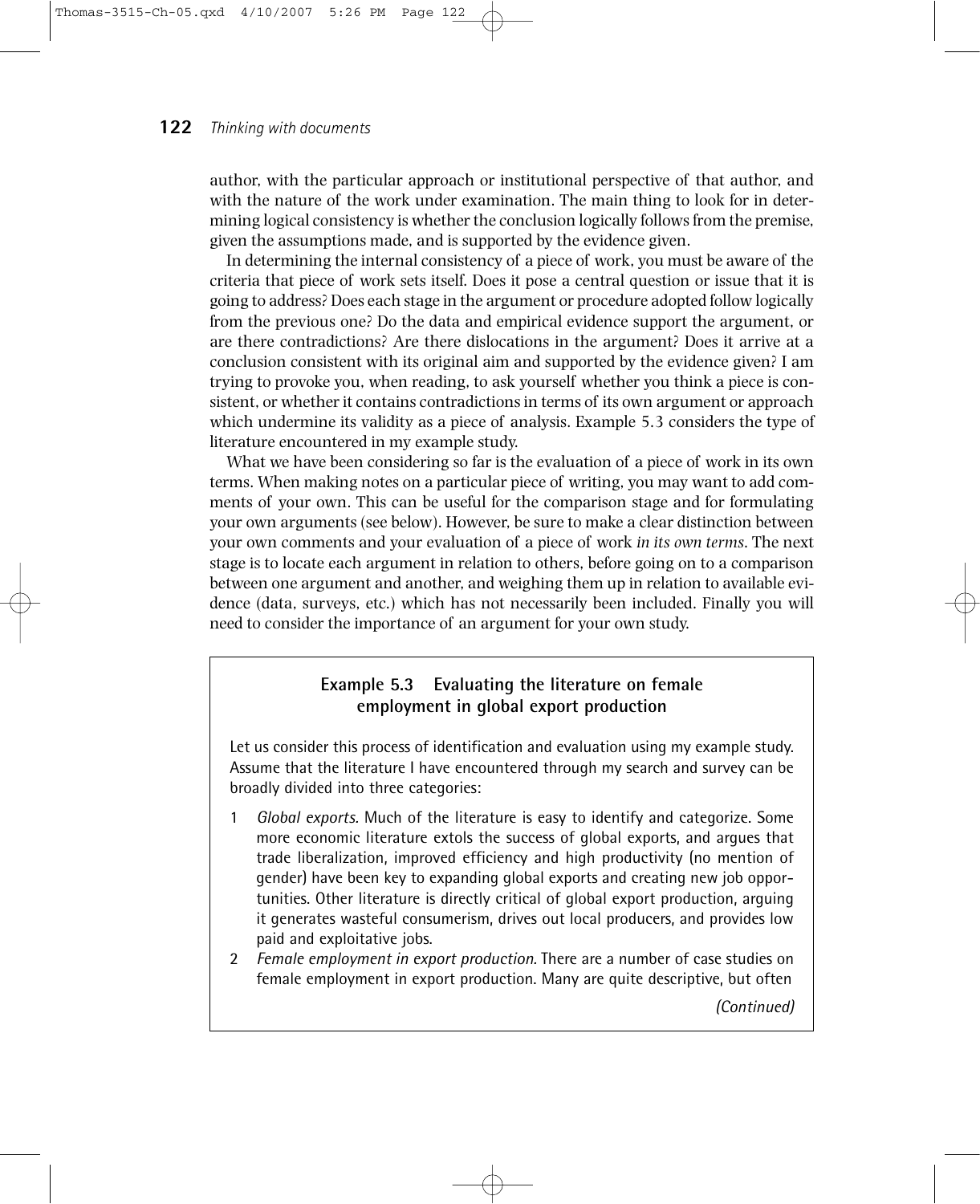author, with the particular approach or institutional perspective of that author, and with the nature of the work under examination. The main thing to look for in determining logical consistency is whether the conclusion logically follows from the premise, given the assumptions made, and is supported by the evidence given.

In determining the internal consistency of a piece of work, you must be aware of the criteria that piece of work sets itself. Does it pose a central question or issue that it is going to address? Does each stage in the argument or procedure adopted follow logically from the previous one? Do the data and empirical evidence support the argument, or are there contradictions? Are there dislocations in the argument? Does it arrive at a conclusion consistent with its original aim and supported by the evidence given? I am trying to provoke you, when reading, to ask yourself whether you think a piece is consistent, or whether it contains contradictions in terms of its own argument or approach which undermine its validity as a piece of analysis. Example 5.3 considers the type of literature encountered in my example study.

What we have been considering so far is the evaluation of a piece of work in its own terms. When making notes on a particular piece of writing, you may want to add comments of your own. This can be useful for the comparison stage and for formulating your own arguments (see below). However, be sure to make a clear distinction between your own comments and your evaluation of a piece of work *in its own terms*. The next stage is to locate each argument in relation to others, before going on to a comparison between one argument and another, and weighing them up in relation to available evidence (data, surveys, etc.) which has not necessarily been included. Finally you will need to consider the importance of an argument for your own study.

### Example 5.3 Evaluating the literature on female employment in global export production

Let us consider this process of identification and evaluation using my example study. Assume that the literature I have encountered through my search and survey can be broadly divided into three categories:

1. *Global exports.* Much of the literature is easy to identify and categorize. Some more economic literature extols the success of global exports, and argues that trade liberalization, improved efficiency and high productivity (no mention of gender) have been key to expanding global exports and creating new job opportunities. Other literature is directly critical of global export production, arguing it generates wasteful consumerism, drives out local producers, and provides low paid and exploitative jobs.
2. *Female employment in export production.* There are a number of case studies on female employment in export production. Many are quite descriptive, but often

*(Continued)*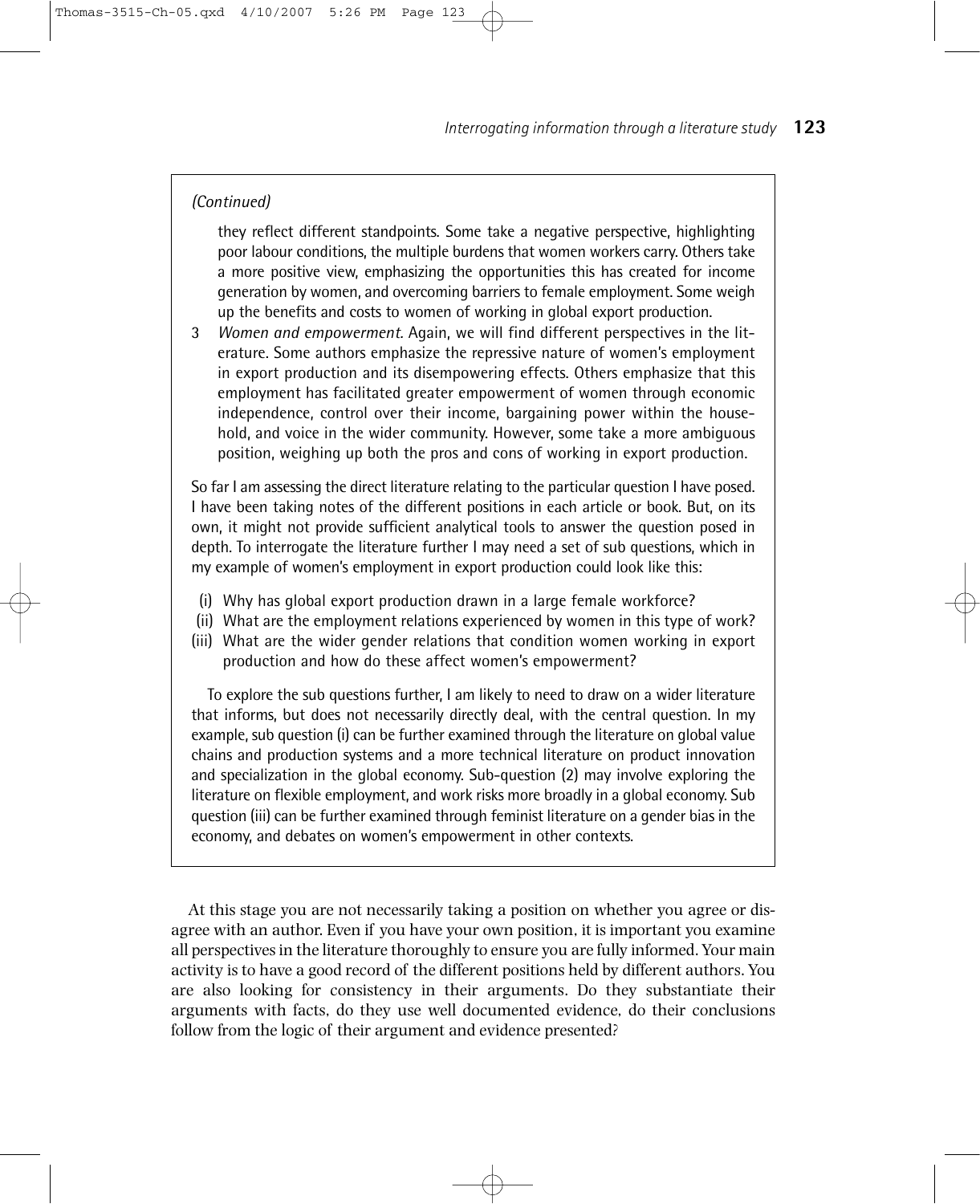*(Continued)*

they reflect different standpoints. Some take a negative perspective, highlighting poor labour conditions, the multiple burdens that women workers carry. Others take a more positive view, emphasizing the opportunities this has created for income generation by women, and overcoming barriers to female employment. Some weigh up the benefits and costs to women of working in global export production.

3 *Women and empowerment.* Again, we will find different perspectives in the literature. Some authors emphasize the repressive nature of women's employment in export production and its disempowering effects. Others emphasize that this employment has facilitated greater empowerment of women through economic independence, control over their income, bargaining power within the household, and voice in the wider community. However, some take a more ambiguous position, weighing up both the pros and cons of working in export production.

So far I am assessing the direct literature relating to the particular question I have posed. I have been taking notes of the different positions in each article or book. But, on its own, it might not provide sufficient analytical tools to answer the question posed in depth. To interrogate the literature further I may need a set of sub questions, which in my example of women's employment in export production could look like this:

(i) Why has global export production drawn in a large female workforce?
(ii) What are the employment relations experienced by women in this type of work?
(iii) What are the wider gender relations that condition women working in export production and how do these affect women's empowerment?

To explore the sub questions further, I am likely to need to draw on a wider literature that informs, but does not necessarily directly deal, with the central question. In my example, sub question (i) can be further examined through the literature on global value chains and production systems and a more technical literature on product innovation and specialization in the global economy. Sub-question (2) may involve exploring the literature on flexible employment, and work risks more broadly in a global economy. Sub question (iii) can be further examined through feminist literature on a gender bias in the economy, and debates on women's empowerment in other contexts.

At this stage you are not necessarily taking a position on whether you agree or disagree with an author. Even if you have your own position, it is important you examine all perspectives in the literature thoroughly to ensure you are fully informed. Your main activity is to have a good record of the different positions held by different authors. You are also looking for consistency in their arguments. Do they substantiate their arguments with facts, do they use well documented evidence, do their conclusions follow from the logic of their argument and evidence presented?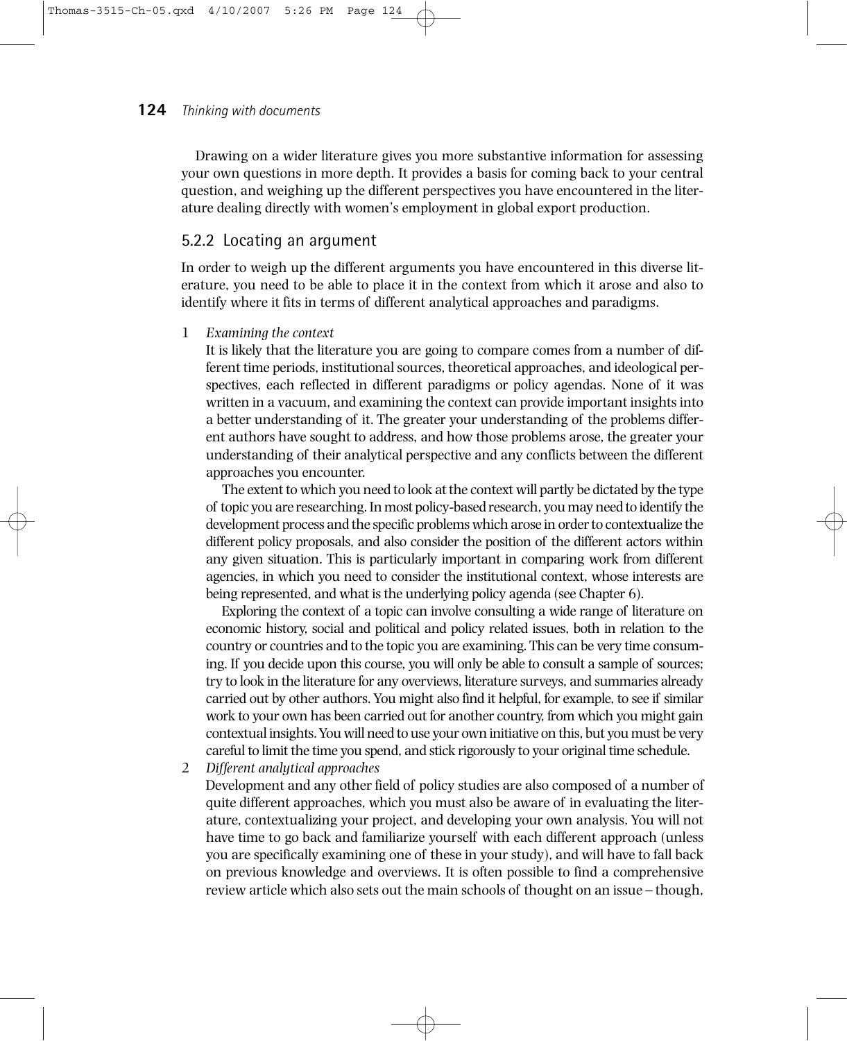Drawing on a wider literature gives you more substantive information for assessing your own questions in more depth. It provides a basis for coming back to your central question, and weighing up the different perspectives you have encountered in the literature dealing directly with women's employment in global export production.

### 5.2.2 Locating an argument

In order to weigh up the different arguments you have encountered in this diverse literature, you need to be able to place it in the context from which it arose and also to identify where it fits in terms of different analytical approaches and paradigms.

1. *Examining the context*

   It is likely that the literature you are going to compare comes from a number of different time periods, institutional sources, theoretical approaches, and ideological perspectives, each reflected in different paradigms or policy agendas. None of it was written in a vacuum, and examining the context can provide important insights into a better understanding of it. The greater your understanding of the problems different authors have sought to address, and how those problems arose, the greater your understanding of their analytical perspective and any conflicts between the different approaches you encounter.

   The extent to which you need to look at the context will partly be dictated by the type of topic you are researching. In most policy-based research, you may need to identify the development process and the specific problems which arose in order to contextualize the different policy proposals, and also consider the position of the different actors within any given situation. This is particularly important in comparing work from different agencies, in which you need to consider the institutional context, whose interests are being represented, and what is the underlying policy agenda (see Chapter 6).

   Exploring the context of a topic can involve consulting a wide range of literature on economic history, social and political and policy related issues, both in relation to the country or countries and to the topic you are examining. This can be very time consuming. If you decide upon this course, you will only be able to consult a sample of sources; try to look in the literature for any overviews, literature surveys, and summaries already carried out by other authors. You might also find it helpful, for example, to see if similar work to your own has been carried out for another country, from which you might gain contextual insights. You will need to use your own initiative on this, but you must be very careful to limit the time you spend, and stick rigorously to your original time schedule.

2. *Different analytical approaches*

   Development and any other field of policy studies are also composed of a number of quite different approaches, which you must also be aware of in evaluating the literature, contextualizing your project, and developing your own analysis. You will not have time to go back and familiarize yourself with each different approach (unless you are specifically examining one of these in your study), and will have to fall back on previous knowledge and overviews. It is often possible to find a comprehensive review article which also sets out the main schools of thought on an issue – though,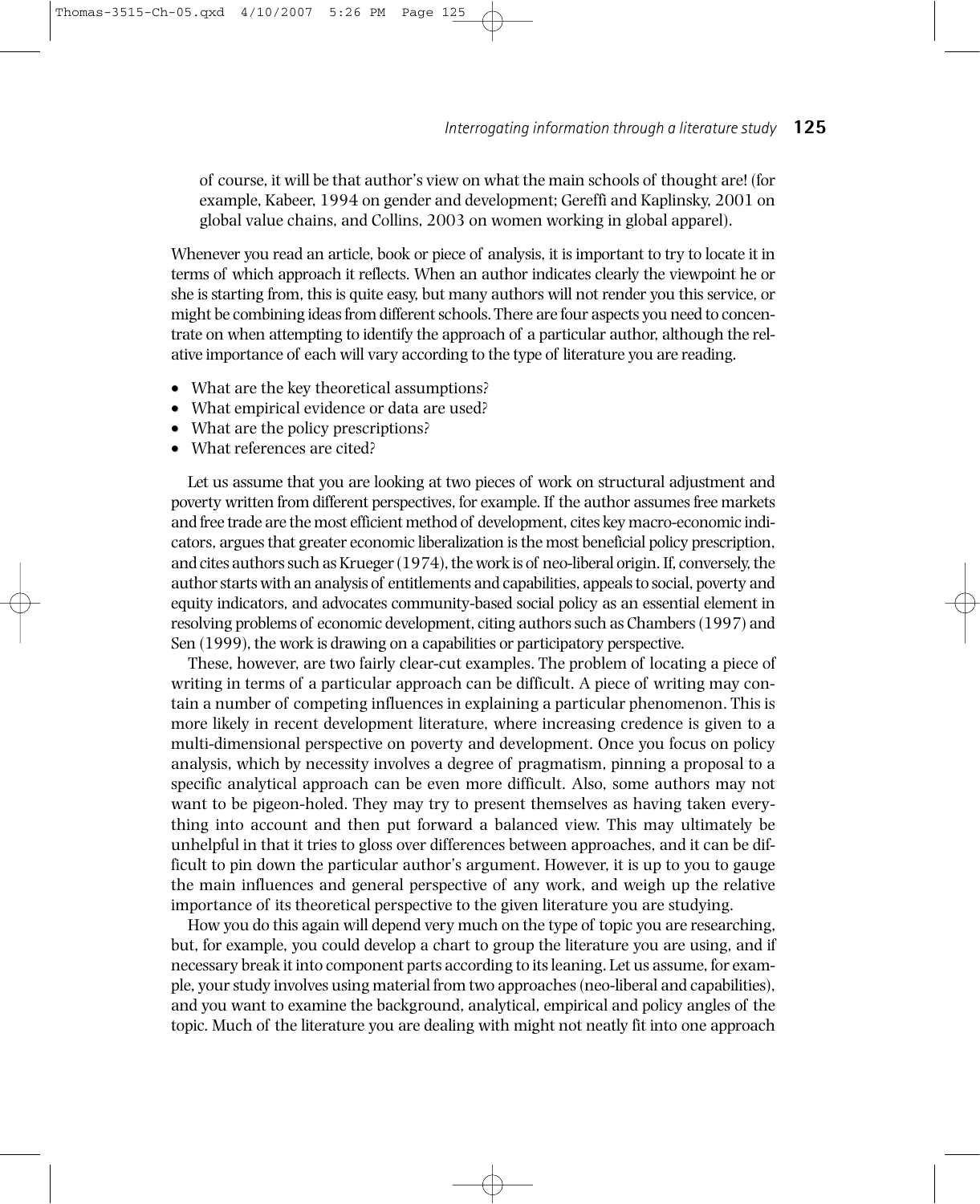of course, it will be that author's view on what the main schools of thought are! (for example, Kabeer, 1994 on gender and development; Gereffi and Kaplinsky, 2001 on global value chains, and Collins, 2003 on women working in global apparel).

Whenever you read an article, book or piece of analysis, it is important to try to locate it in terms of which approach it reflects. When an author indicates clearly the viewpoint he or she is starting from, this is quite easy, but many authors will not render you this service, or might be combining ideas from different schools. There are four aspects you need to concentrate on when attempting to identify the approach of a particular author, although the relative importance of each will vary according to the type of literature you are reading.

- What are the key theoretical assumptions?
- What empirical evidence or data are used?
- What are the policy prescriptions?
- What references are cited?

Let us assume that you are looking at two pieces of work on structural adjustment and poverty written from different perspectives, for example. If the author assumes free markets and free trade are the most efficient method of development, cites key macro-economic indicators, argues that greater economic liberalization is the most beneficial policy prescription, and cites authors such as Krueger (1974), the work is of neo-liberal origin. If, conversely, the author starts with an analysis of entitlements and capabilities, appeals to social, poverty and equity indicators, and advocates community-based social policy as an essential element in resolving problems of economic development, citing authors such as Chambers (1997) and Sen (1999), the work is drawing on a capabilities or participatory perspective.

These, however, are two fairly clear-cut examples. The problem of locating a piece of writing in terms of a particular approach can be difficult. A piece of writing may contain a number of competing influences in explaining a particular phenomenon. This is more likely in recent development literature, where increasing credence is given to a multi-dimensional perspective on poverty and development. Once you focus on policy analysis, which by necessity involves a degree of pragmatism, pinning a proposal to a specific analytical approach can be even more difficult. Also, some authors may not want to be pigeon-holed. They may try to present themselves as having taken everything into account and then put forward a balanced view. This may ultimately be unhelpful in that it tries to gloss over differences between approaches, and it can be difficult to pin down the particular author's argument. However, it is up to you to gauge the main influences and general perspective of any work, and weigh up the relative importance of its theoretical perspective to the given literature you are studying.

How you do this again will depend very much on the type of topic you are researching, but, for example, you could develop a chart to group the literature you are using, and if necessary break it into component parts according to its leaning. Let us assume, for example, your study involves using material from two approaches (neo-liberal and capabilities), and you want to examine the background, analytical, empirical and policy angles of the topic. Much of the literature you are dealing with might not neatly fit into one approach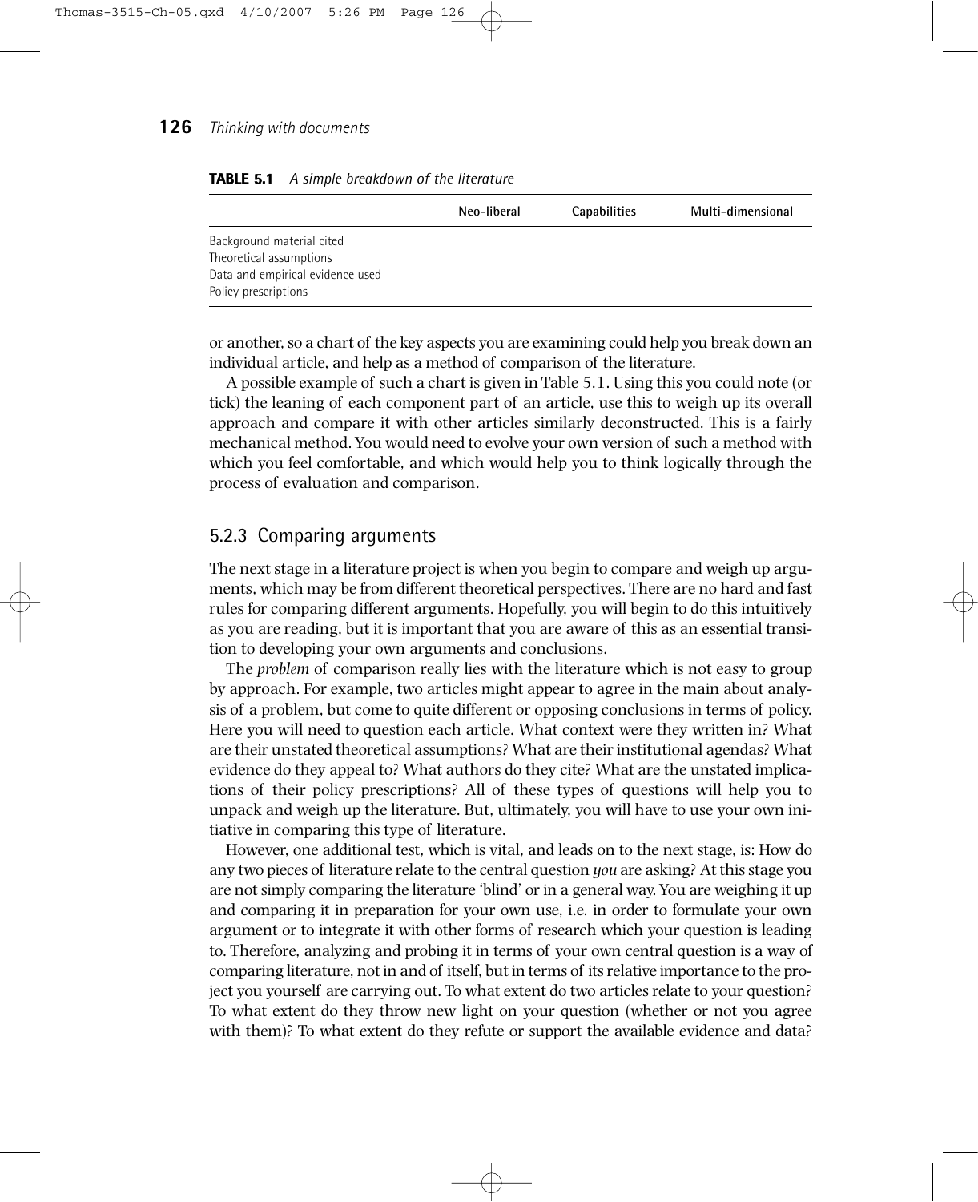**TABLE 5.1** *A simple breakdown of the literature*

| | Neo-liberal | Capabilities | Multi-dimensional |
|---|---|---|---|
| Background material cited | | | |
| Theoretical assumptions | | | |
| Data and empirical evidence used | | | |
| Policy prescriptions | | | |

or another, so a chart of the key aspects you are examining could help you break down an individual article, and help as a method of comparison of the literature.

A possible example of such a chart is given in Table 5.1. Using this you could note (or tick) the leaning of each component part of an article, use this to weigh up its overall approach and compare it with other articles similarly deconstructed. This is a fairly mechanical method. You would need to evolve your own version of such a method with which you feel comfortable, and which would help you to think logically through the process of evaluation and comparison.

### 5.2.3 Comparing arguments

The next stage in a literature project is when you begin to compare and weigh up arguments, which may be from different theoretical perspectives. There are no hard and fast rules for comparing different arguments. Hopefully, you will begin to do this intuitively as you are reading, but it is important that you are aware of this as an essential transition to developing your own arguments and conclusions.

The *problem* of comparison really lies with the literature which is not easy to group by approach. For example, two articles might appear to agree in the main about analysis of a problem, but come to quite different or opposing conclusions in terms of policy. Here you will need to question each article. What context were they written in? What are their unstated theoretical assumptions? What are their institutional agendas? What evidence do they appeal to? What authors do they cite? What are the unstated implications of their policy prescriptions? All of these types of questions will help you to unpack and weigh up the literature. But, ultimately, you will have to use your own initiative in comparing this type of literature.

However, one additional test, which is vital, and leads on to the next stage, is: How do any two pieces of literature relate to the central question *you* are asking? At this stage you are not simply comparing the literature 'blind' or in a general way. You are weighing it up and comparing it in preparation for your own use, i.e. in order to formulate your own argument or to integrate it with other forms of research which your question is leading to. Therefore, analyzing and probing it in terms of your own central question is a way of comparing literature, not in and of itself, but in terms of its relative importance to the project you yourself are carrying out. To what extent do two articles relate to your question? To what extent do they throw new light on your question (whether or not you agree with them)? To what extent do they refute or support the available evidence and data?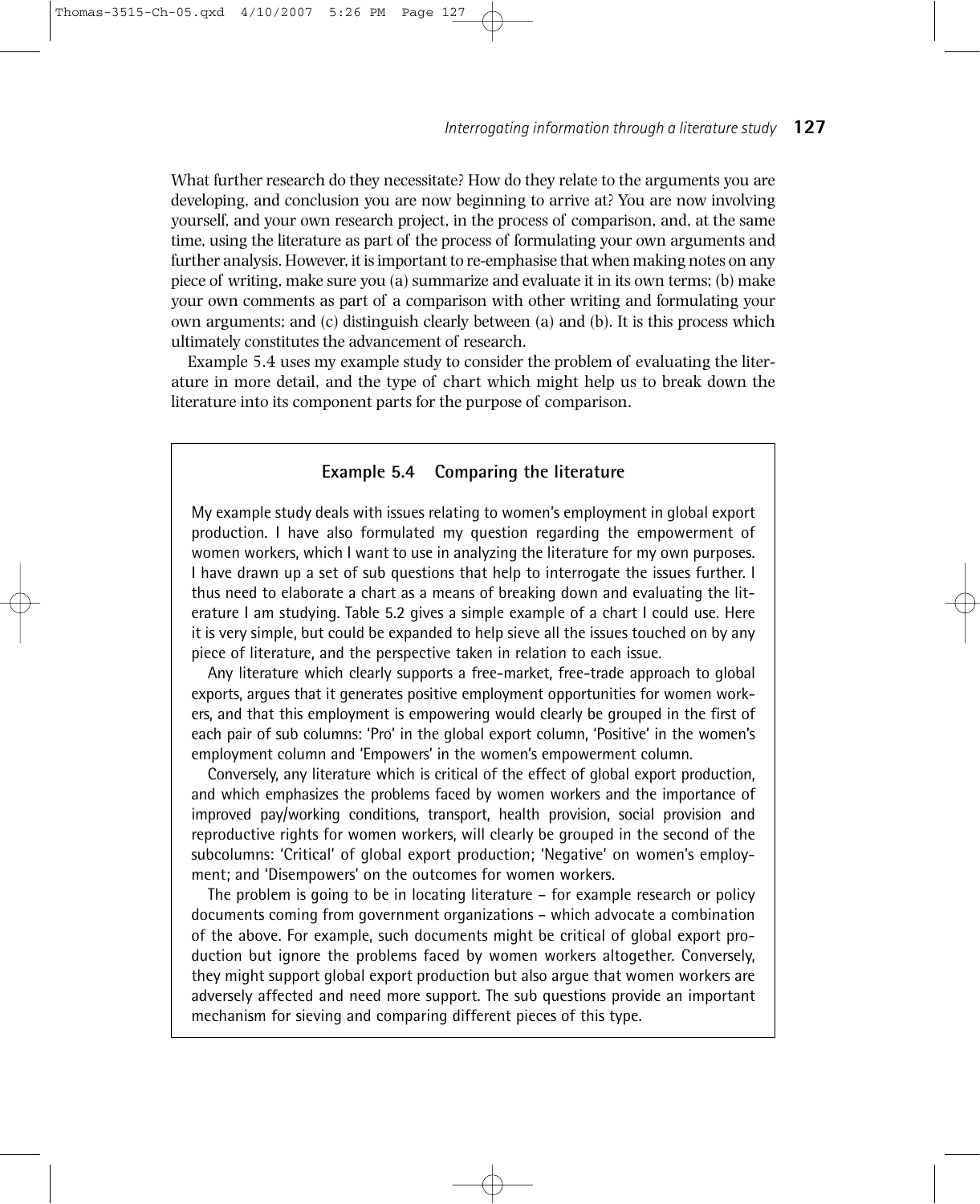What further research do they necessitate? How do they relate to the arguments you are developing, and conclusion you are now beginning to arrive at? You are now involving yourself, and your own research project, in the process of comparison, and, at the same time, using the literature as part of the process of formulating your own arguments and further analysis. However, it is important to re-emphasise that when making notes on any piece of writing, make sure you (a) summarize and evaluate it in its own terms; (b) make your own comments as part of a comparison with other writing and formulating your own arguments; and (c) distinguish clearly between (a) and (b). It is this process which ultimately constitutes the advancement of research.

Example 5.4 uses my example study to consider the problem of evaluating the literature in more detail, and the type of chart which might help us to break down the literature into its component parts for the purpose of comparison.

> **Example 5.4 Comparing the literature**
>
> My example study deals with issues relating to women's employment in global export production. I have also formulated my question regarding the empowerment of women workers, which I want to use in analyzing the literature for my own purposes. I have drawn up a set of sub questions that help to interrogate the issues further. I thus need to elaborate a chart as a means of breaking down and evaluating the literature I am studying. Table 5.2 gives a simple example of a chart I could use. Here it is very simple, but could be expanded to help sieve all the issues touched on by any piece of literature, and the perspective taken in relation to each issue.
>
> Any literature which clearly supports a free-market, free-trade approach to global exports, argues that it generates positive employment opportunities for women workers, and that this employment is empowering would clearly be grouped in the first of each pair of sub columns: 'Pro' in the global export column, 'Positive' in the women's employment column and 'Empowers' in the women's empowerment column.
>
> Conversely, any literature which is critical of the effect of global export production, and which emphasizes the problems faced by women workers and the importance of improved pay/working conditions, transport, health provision, social provision and reproductive rights for women workers, will clearly be grouped in the second of the subcolumns: 'Critical' of global export production; 'Negative' on women's employment; and 'Disempowers' on the outcomes for women workers.
>
> The problem is going to be in locating literature – for example research or policy documents coming from government organizations – which advocate a combination of the above. For example, such documents might be critical of global export production but ignore the problems faced by women workers altogether. Conversely, they might support global export production but also argue that women workers are adversely affected and need more support. The sub questions provide an important mechanism for sieving and comparing different pieces of this type.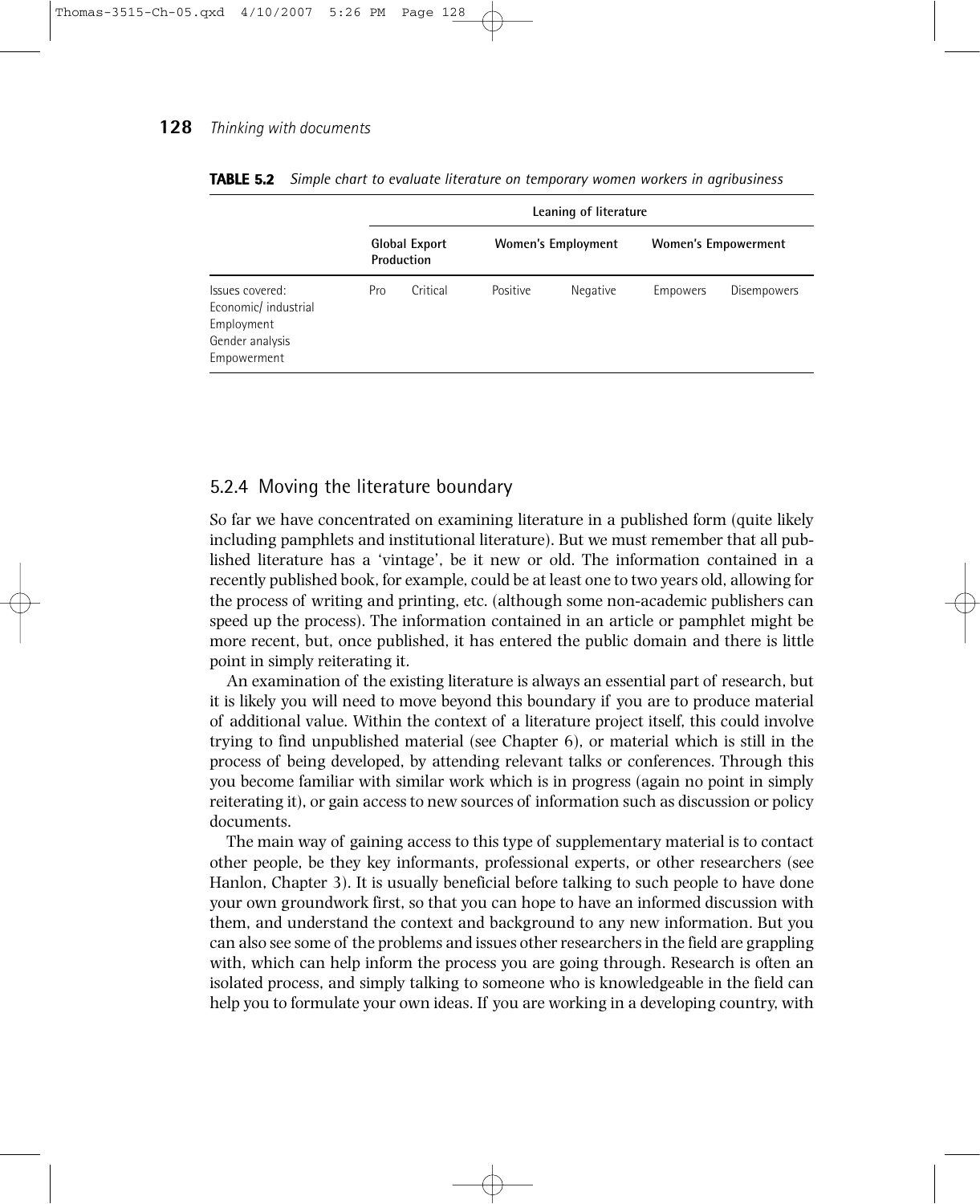**TABLE 5.2** *Simple chart to evaluate literature on temporary women workers in agribusiness*

| | Leaning of literature | | | | | |
|---|---|---|---|---|---|---|
| | Global Export Production | | Women's Employment | | Women's Empowerment | |
| Issues covered:<br>Economic/ industrial<br>Employment<br>Gender analysis<br>Empowerment | Pro | Critical | Positive | Negative | Empowers | Disempowers |

## 5.2.4 Moving the literature boundary

So far we have concentrated on examining literature in a published form (quite likely including pamphlets and institutional literature). But we must remember that all published literature has a 'vintage', be it new or old. The information contained in a recently published book, for example, could be at least one to two years old, allowing for the process of writing and printing, etc. (although some non-academic publishers can speed up the process). The information contained in an article or pamphlet might be more recent, but, once published, it has entered the public domain and there is little point in simply reiterating it.

An examination of the existing literature is always an essential part of research, but it is likely you will need to move beyond this boundary if you are to produce material of additional value. Within the context of a literature project itself, this could involve trying to find unpublished material (see Chapter 6), or material which is still in the process of being developed, by attending relevant talks or conferences. Through this you become familiar with similar work which is in progress (again no point in simply reiterating it), or gain access to new sources of information such as discussion or policy documents.

The main way of gaining access to this type of supplementary material is to contact other people, be they key informants, professional experts, or other researchers (see Hanlon, Chapter 3). It is usually beneficial before talking to such people to have done your own groundwork first, so that you can hope to have an informed discussion with them, and understand the context and background to any new information. But you can also see some of the problems and issues other researchers in the field are grappling with, which can help inform the process you are going through. Research is often an isolated process, and simply talking to someone who is knowledgeable in the field can help you to formulate your own ideas. If you are working in a developing country, with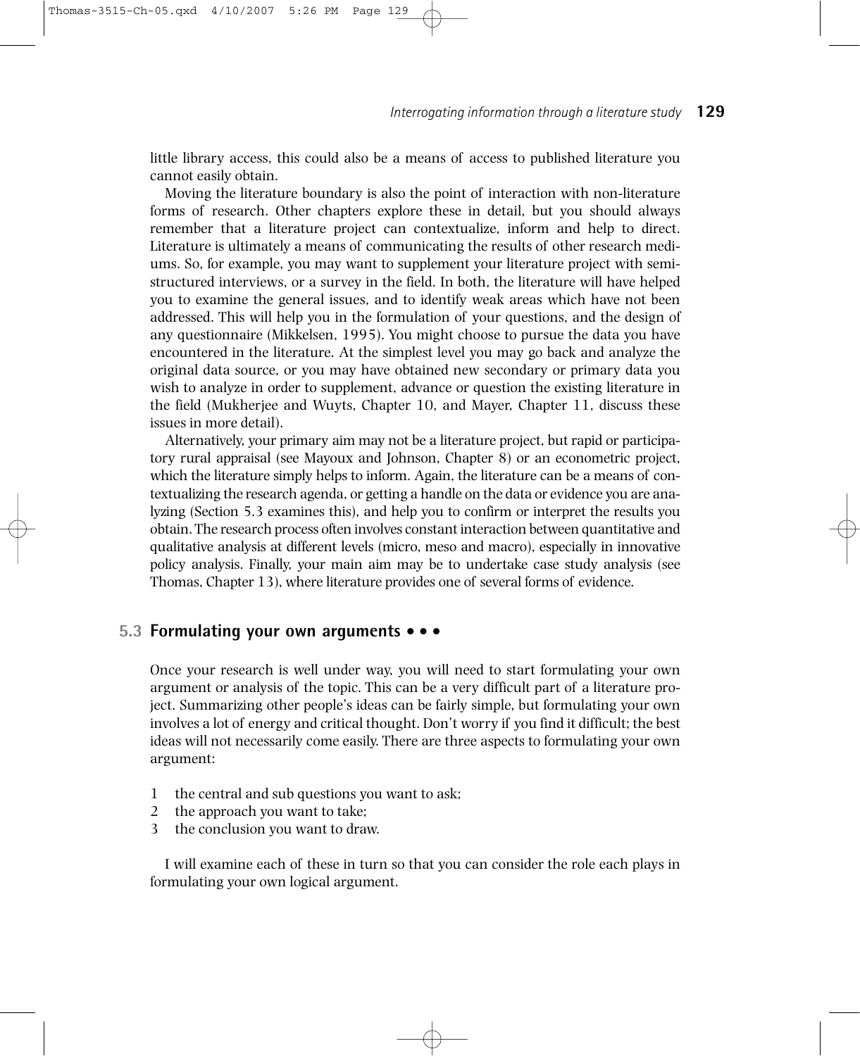little library access, this could also be a means of access to published literature you cannot easily obtain.

Moving the literature boundary is also the point of interaction with non-literature forms of research. Other chapters explore these in detail, but you should always remember that a literature project can contextualize, inform and help to direct. Literature is ultimately a means of communicating the results of other research mediums. So, for example, you may want to supplement your literature project with semi-structured interviews, or a survey in the field. In both, the literature will have helped you to examine the general issues, and to identify weak areas which have not been addressed. This will help you in the formulation of your questions, and the design of any questionnaire (Mikkelsen, 1995). You might choose to pursue the data you have encountered in the literature. At the simplest level you may go back and analyze the original data source, or you may have obtained new secondary or primary data you wish to analyze in order to supplement, advance or question the existing literature in the field (Mukherjee and Wuyts, Chapter 10, and Mayer, Chapter 11, discuss these issues in more detail).

Alternatively, your primary aim may not be a literature project, but rapid or participatory rural appraisal (see Mayoux and Johnson, Chapter 8) or an econometric project, which the literature simply helps to inform. Again, the literature can be a means of contextualizing the research agenda, or getting a handle on the data or evidence you are analyzing (Section 5.3 examines this), and help you to confirm or interpret the results you obtain. The research process often involves constant interaction between quantitative and qualitative analysis at different levels (micro, meso and macro), especially in innovative policy analysis. Finally, your main aim may be to undertake case study analysis (see Thomas, Chapter 13), where literature provides one of several forms of evidence.

## 5.3 Formulating your own arguments • • •

Once your research is well under way, you will need to start formulating your own argument or analysis of the topic. This can be a very difficult part of a literature project. Summarizing other people's ideas can be fairly simple, but formulating your own involves a lot of energy and critical thought. Don't worry if you find it difficult; the best ideas will not necessarily come easily. There are three aspects to formulating your own argument:

1. the central and sub questions you want to ask;
2. the approach you want to take;
3. the conclusion you want to draw.

I will examine each of these in turn so that you can consider the role each plays in formulating your own logical argument.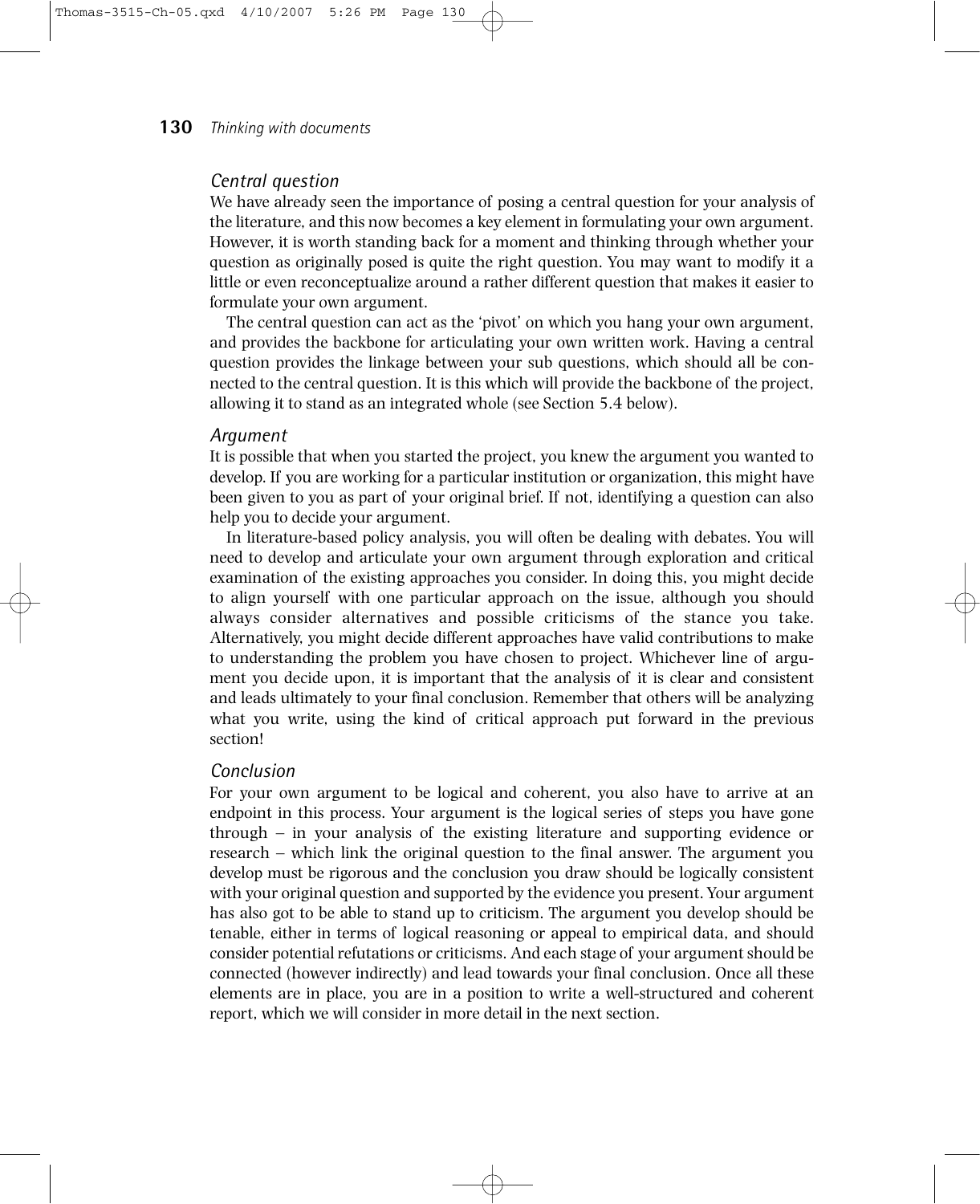### *Central question*

We have already seen the importance of posing a central question for your analysis of the literature, and this now becomes a key element in formulating your own argument. However, it is worth standing back for a moment and thinking through whether your question as originally posed is quite the right question. You may want to modify it a little or even reconceptualize around a rather different question that makes it easier to formulate your own argument.

The central question can act as the 'pivot' on which you hang your own argument, and provides the backbone for articulating your own written work. Having a central question provides the linkage between your sub questions, which should all be connected to the central question. It is this which will provide the backbone of the project, allowing it to stand as an integrated whole (see Section 5.4 below).

### *Argument*

It is possible that when you started the project, you knew the argument you wanted to develop. If you are working for a particular institution or organization, this might have been given to you as part of your original brief. If not, identifying a question can also help you to decide your argument.

In literature-based policy analysis, you will often be dealing with debates. You will need to develop and articulate your own argument through exploration and critical examination of the existing approaches you consider. In doing this, you might decide to align yourself with one particular approach on the issue, although you should always consider alternatives and possible criticisms of the stance you take. Alternatively, you might decide different approaches have valid contributions to make to understanding the problem you have chosen to project. Whichever line of argument you decide upon, it is important that the analysis of it is clear and consistent and leads ultimately to your final conclusion. Remember that others will be analyzing what you write, using the kind of critical approach put forward in the previous section!

### *Conclusion*

For your own argument to be logical and coherent, you also have to arrive at an endpoint in this process. Your argument is the logical series of steps you have gone through – in your analysis of the existing literature and supporting evidence or research – which link the original question to the final answer. The argument you develop must be rigorous and the conclusion you draw should be logically consistent with your original question and supported by the evidence you present. Your argument has also got to be able to stand up to criticism. The argument you develop should be tenable, either in terms of logical reasoning or appeal to empirical data, and should consider potential refutations or criticisms. And each stage of your argument should be connected (however indirectly) and lead towards your final conclusion. Once all these elements are in place, you are in a position to write a well-structured and coherent report, which we will consider in more detail in the next section.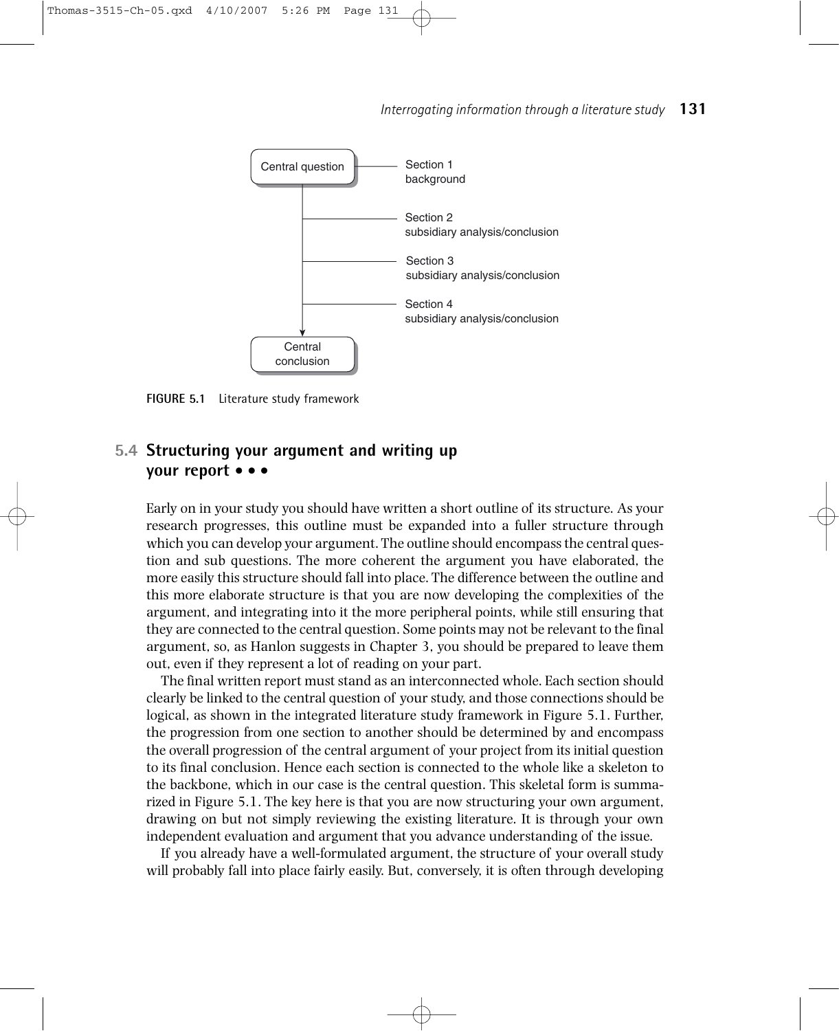Central question — Section 1 background

Section 2 subsidiary analysis/conclusion

Section 3 subsidiary analysis/conclusion

Section 4 subsidiary analysis/conclusion

Central conclusion

**FIGURE 5.1** Literature study framework

## 5.4 Structuring your argument and writing up your report • • •

Early on in your study you should have written a short outline of its structure. As your research progresses, this outline must be expanded into a fuller structure through which you can develop your argument. The outline should encompass the central question and sub questions. The more coherent the argument you have elaborated, the more easily this structure should fall into place. The difference between the outline and this more elaborate structure is that you are now developing the complexities of the argument, and integrating into it the more peripheral points, while still ensuring that they are connected to the central question. Some points may not be relevant to the final argument, so, as Hanlon suggests in Chapter 3, you should be prepared to leave them out, even if they represent a lot of reading on your part.

The final written report must stand as an interconnected whole. Each section should clearly be linked to the central question of your study, and those connections should be logical, as shown in the integrated literature study framework in Figure 5.1. Further, the progression from one section to another should be determined by and encompass the overall progression of the central argument of your project from its initial question to its final conclusion. Hence each section is connected to the whole like a skeleton to the backbone, which in our case is the central question. This skeletal form is summarized in Figure 5.1. The key here is that you are now structuring your own argument, drawing on but not simply reviewing the existing literature. It is through your own independent evaluation and argument that you advance understanding of the issue.

If you already have a well-formulated argument, the structure of your overall study will probably fall into place fairly easily. But, conversely, it is often through developing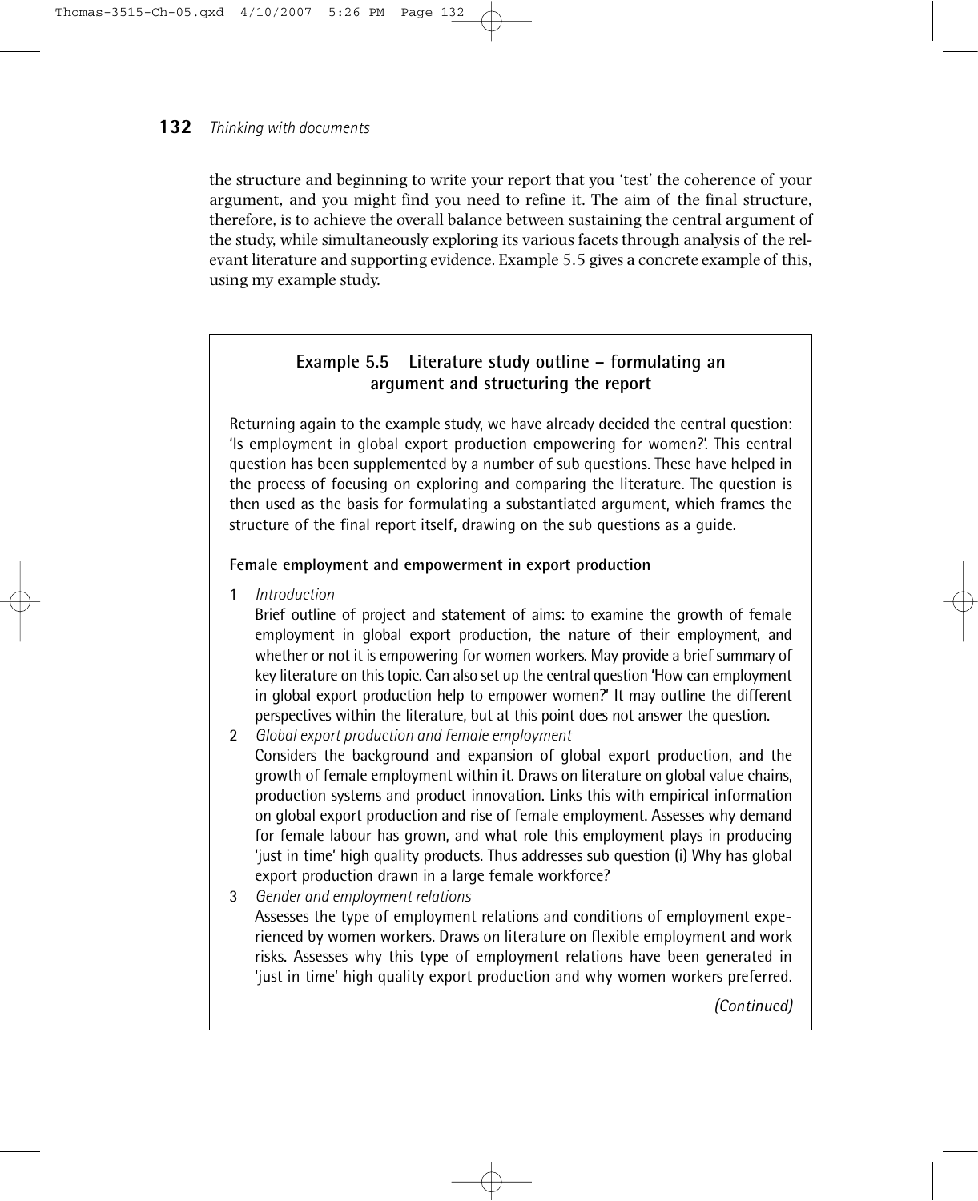the structure and beginning to write your report that you 'test' the coherence of your argument, and you might find you need to refine it. The aim of the final structure, therefore, is to achieve the overall balance between sustaining the central argument of the study, while simultaneously exploring its various facets through analysis of the relevant literature and supporting evidence. Example 5.5 gives a concrete example of this, using my example study.

### Example 5.5 Literature study outline – formulating an argument and structuring the report

Returning again to the example study, we have already decided the central question: 'Is employment in global export production empowering for women?'. This central question has been supplemented by a number of sub questions. These have helped in the process of focusing on exploring and comparing the literature. The question is then used as the basis for formulating a substantiated argument, which frames the structure of the final report itself, drawing on the sub questions as a guide.

**Female employment and empowerment in export production**

1. *Introduction*
   Brief outline of project and statement of aims: to examine the growth of female employment in global export production, the nature of their employment, and whether or not it is empowering for women workers. May provide a brief summary of key literature on this topic. Can also set up the central question 'How can employment in global export production help to empower women?' It may outline the different perspectives within the literature, but at this point does not answer the question.
2. *Global export production and female employment*
   Considers the background and expansion of global export production, and the growth of female employment within it. Draws on literature on global value chains, production systems and product innovation. Links this with empirical information on global export production and rise of female employment. Assesses why demand for female labour has grown, and what role this employment plays in producing 'just in time' high quality products. Thus addresses sub question (i) Why has global export production drawn in a large female workforce?
3. *Gender and employment relations*
   Assesses the type of employment relations and conditions of employment experienced by women workers. Draws on literature on flexible employment and work risks. Assesses why this type of employment relations have been generated in 'just in time' high quality export production and why women workers preferred.

*(Continued)*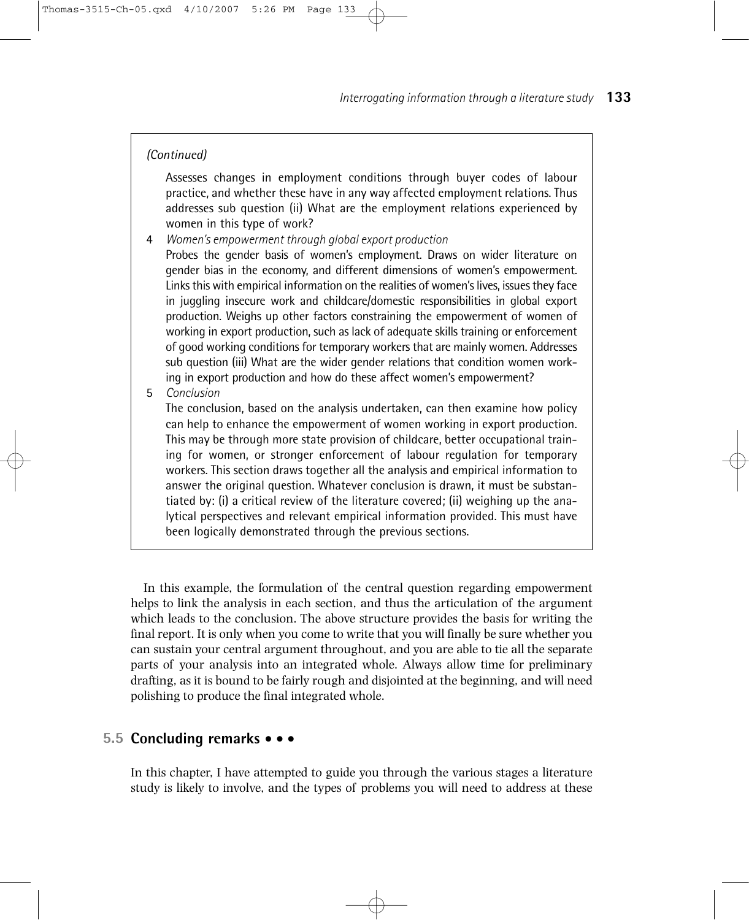*(Continued)*

Assesses changes in employment conditions through buyer codes of labour practice, and whether these have in any way affected employment relations. Thus addresses sub question (ii) What are the employment relations experienced by women in this type of work?

4 *Women's empowerment through global export production*

Probes the gender basis of women's employment. Draws on wider literature on gender bias in the economy, and different dimensions of women's empowerment. Links this with empirical information on the realities of women's lives, issues they face in juggling insecure work and childcare/domestic responsibilities in global export production. Weighs up other factors constraining the empowerment of women of working in export production, such as lack of adequate skills training or enforcement of good working conditions for temporary workers that are mainly women. Addresses sub question (iii) What are the wider gender relations that condition women working in export production and how do these affect women's empowerment?

5 *Conclusion*

The conclusion, based on the analysis undertaken, can then examine how policy can help to enhance the empowerment of women working in export production. This may be through more state provision of childcare, better occupational training for women, or stronger enforcement of labour regulation for temporary workers. This section draws together all the analysis and empirical information to answer the original question. Whatever conclusion is drawn, it must be substantiated by: (i) a critical review of the literature covered; (ii) weighing up the analytical perspectives and relevant empirical information provided. This must have been logically demonstrated through the previous sections.

In this example, the formulation of the central question regarding empowerment helps to link the analysis in each section, and thus the articulation of the argument which leads to the conclusion. The above structure provides the basis for writing the final report. It is only when you come to write that you will finally be sure whether you can sustain your central argument throughout, and you are able to tie all the separate parts of your analysis into an integrated whole. Always allow time for preliminary drafting, as it is bound to be fairly rough and disjointed at the beginning, and will need polishing to produce the final integrated whole.

## 5.5 Concluding remarks • • •

In this chapter, I have attempted to guide you through the various stages a literature study is likely to involve, and the types of problems you will need to address at these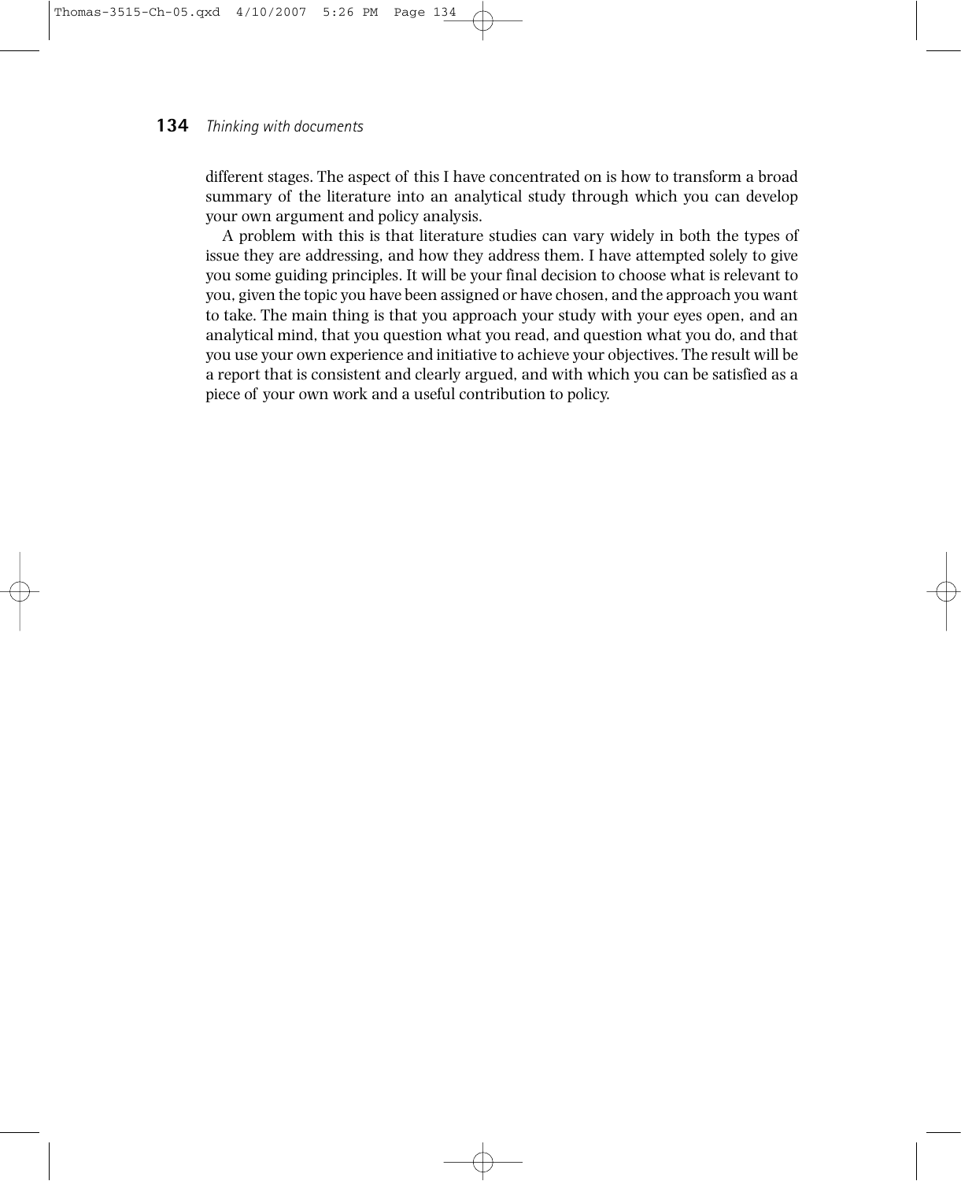different stages. The aspect of this I have concentrated on is how to transform a broad summary of the literature into an analytical study through which you can develop your own argument and policy analysis.

A problem with this is that literature studies can vary widely in both the types of issue they are addressing, and how they address them. I have attempted solely to give you some guiding principles. It will be your final decision to choose what is relevant to you, given the topic you have been assigned or have chosen, and the approach you want to take. The main thing is that you approach your study with your eyes open, and an analytical mind, that you question what you read, and question what you do, and that you use your own experience and initiative to achieve your objectives. The result will be a report that is consistent and clearly argued, and with which you can be satisfied as a piece of your own work and a useful contribution to policy.